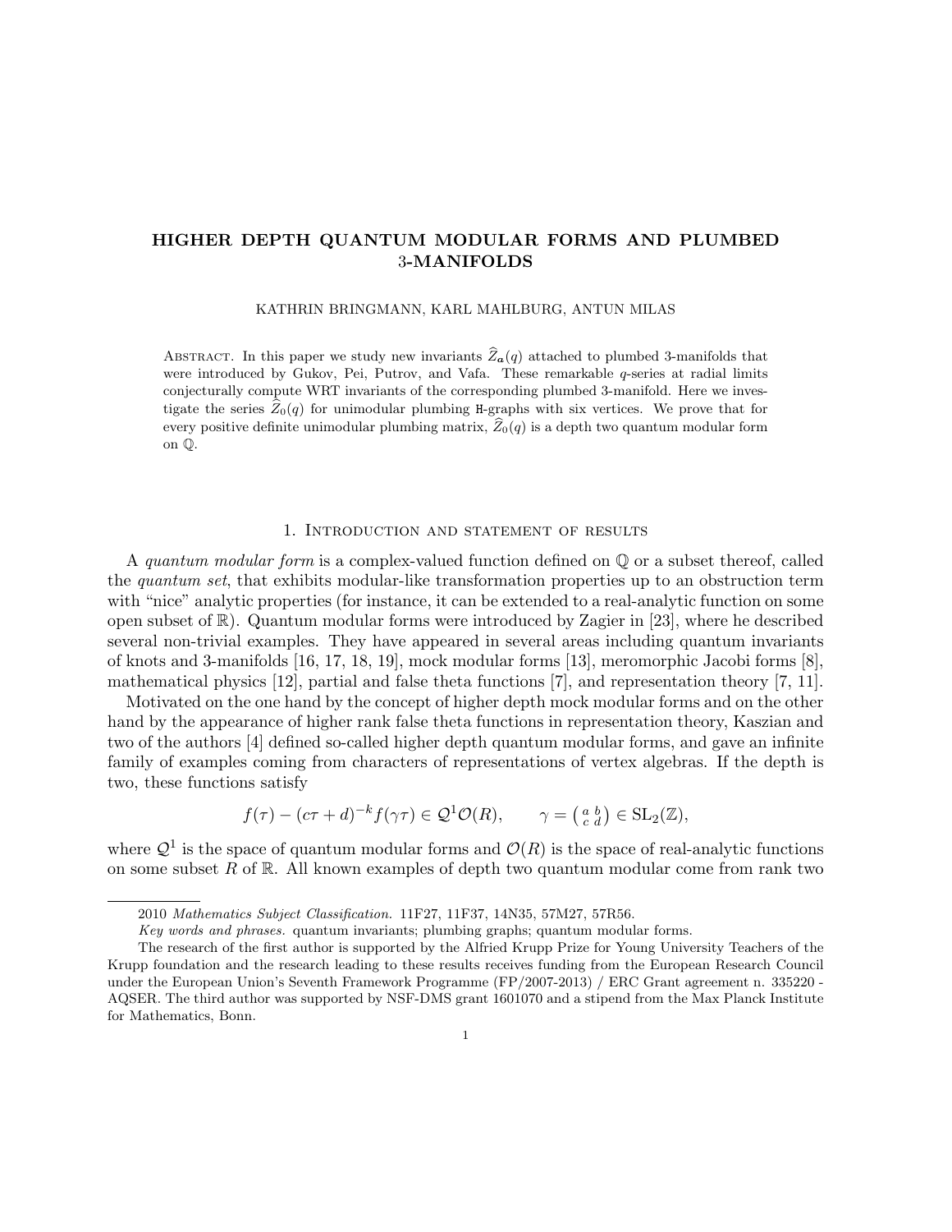# HIGHER DEPTH QUANTUM MODULAR FORMS AND PLUMBED 3-MANIFOLDS

KATHRIN BRINGMANN, KARL MAHLBURG, ANTUN MILAS

Abstract. In this paper we study new invariants $\widehat{Z}_{\boldsymbol{a}}(q)$ attached to plumbed 3-manifolds that were introduced by Gukov, Pei, Putrov, and Vafa. These remarkable $q$-series at radial limits conjecturally compute WRT invariants of the corresponding plumbed 3-manifold. Here we investigate the series $\widehat{Z}_0(q)$ for unimodular plumbing $\mathtt{H}$-graphs with six vertices. We prove that for every positive definite unimodular plumbing matrix, $\widehat{Z}_0(q)$ is a depth two quantum modular form on $\mathbb{Q}$.

## 1. Introduction and statement of results

A *quantum modular form* is a complex-valued function defined on $\mathbb{Q}$ or a subset thereof, called the *quantum set*, that exhibits modular-like transformation properties up to an obstruction term with "nice" analytic properties (for instance, it can be extended to a real-analytic function on some open subset of $\mathbb{R}$). Quantum modular forms were introduced by Zagier in [23], where he described several non-trivial examples. They have appeared in several areas including quantum invariants of knots and 3-manifolds [16, 17, 18, 19], mock modular forms [13], meromorphic Jacobi forms [8], mathematical physics [12], partial and false theta functions [7], and representation theory [7, 11].

Motivated on the one hand by the concept of higher depth mock modular forms and on the other hand by the appearance of higher rank false theta functions in representation theory, Kaszian and two of the authors [4] defined so-called higher depth quantum modular forms, and gave an infinite family of examples coming from characters of representations of vertex algebras. If the depth is two, these functions satisfy

$$f(\tau) - (c\tau + d)^{-k} f(\gamma\tau) \in \mathcal{Q}^1\mathcal{O}(R), \qquad \gamma = \left(\begin{smallmatrix} a & b \\ c & d \end{smallmatrix}\right) \in \mathrm{SL}_2(\mathbb{Z}),$$

where $\mathcal{Q}^1$ is the space of quantum modular forms and $\mathcal{O}(R)$ is the space of real-analytic functions on some subset $R$ of $\mathbb{R}$. All known examples of depth two quantum modular come from rank two

---

2010 *Mathematics Subject Classification.* 11F27, 11F37, 14N35, 57M27, 57R56.

*Key words and phrases.* quantum invariants; plumbing graphs; quantum modular forms.

The research of the first author is supported by the Alfried Krupp Prize for Young University Teachers of the Krupp foundation and the research leading to these results receives funding from the European Research Council under the European Union's Seventh Framework Programme (FP/2007-2013) / ERC Grant agreement n. 335220 - AQSER. The third author was supported by NSF-DMS grant 1601070 and a stipend from the Max Planck Institute for Mathematics, Bonn.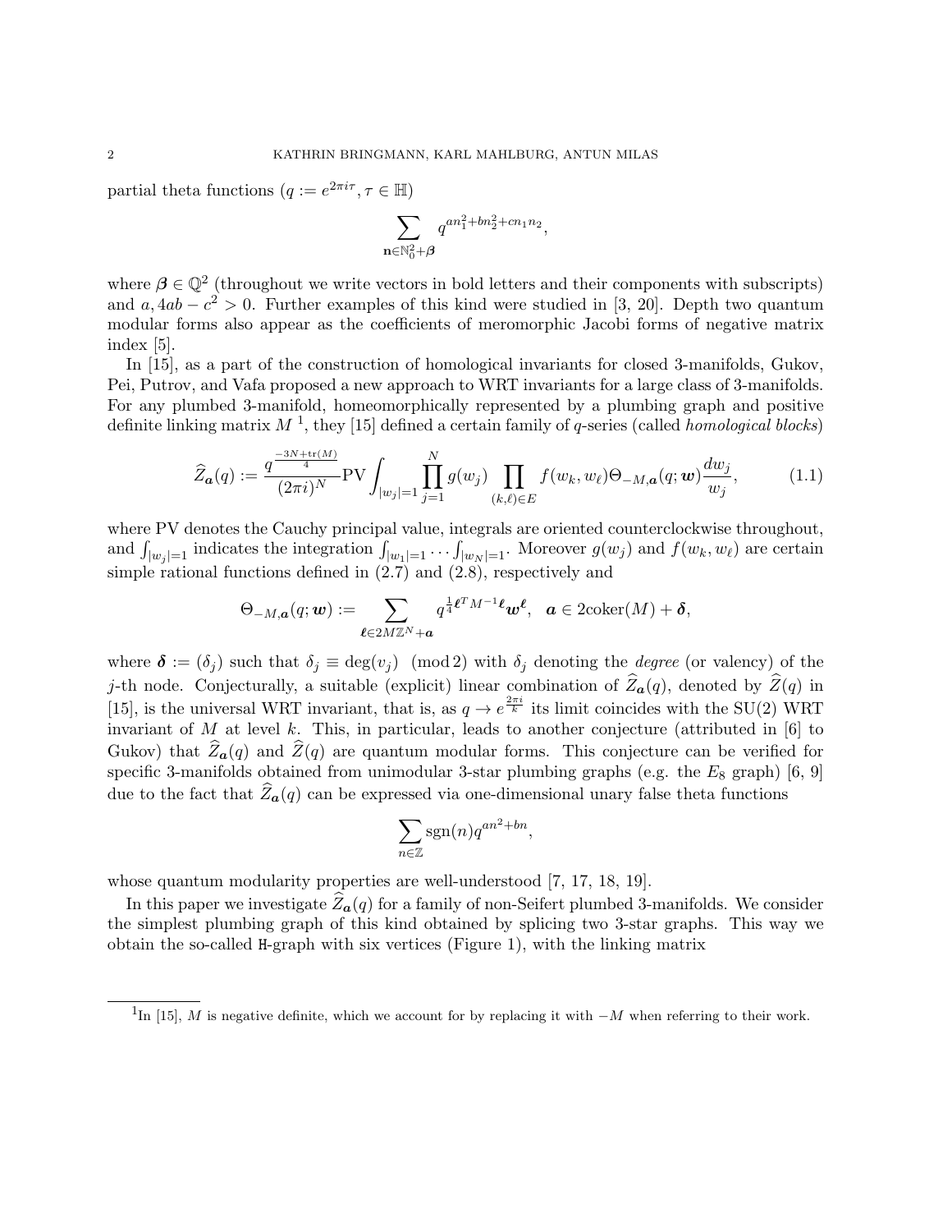partial theta functions ($q := e^{2\pi i\tau}, \tau \in \mathbb{H}$)

$$\sum_{\mathbf{n}\in\mathbb{N}_0^2+\boldsymbol{\beta}} q^{an_1^2+bn_2^2+cn_1n_2},$$

where $\boldsymbol{\beta} \in \mathbb{Q}^2$ (throughout we write vectors in bold letters and their components with subscripts) and $a, 4ab - c^2 > 0$. Further examples of this kind were studied in [3, 20]. Depth two quantum modular forms also appear as the coefficients of meromorphic Jacobi forms of negative matrix index [5].

In [15], as a part of the construction of homological invariants for closed 3-manifolds, Gukov, Pei, Putrov, and Vafa proposed a new approach to WRT invariants for a large class of 3-manifolds. For any plumbed 3-manifold, homeomorphically represented by a plumbing graph and positive definite linking matrix $M$ [1], they [15] defined a certain family of $q$-series (called *homological blocks*)

$$\widehat{Z}_{\boldsymbol{a}}(q) := \frac{q^{\frac{-3N+\mathrm{tr}(M)}{4}}}{(2\pi i)^N}\mathrm{PV}\int_{|w_j|=1}\prod_{j=1}^N g(w_j)\prod_{(k,\ell)\in E} f(w_k,w_\ell)\Theta_{-M,\boldsymbol{a}}(q;\boldsymbol{w})\frac{dw_j}{w_j}, \tag{1.1}$$

where PV denotes the Cauchy principal value, integrals are oriented counterclockwise throughout, and $\int_{|w_j|=1}$ indicates the integration $\int_{|w_1|=1}\cdots\int_{|w_N|=1}$. Moreover $g(w_j)$ and $f(w_k, w_\ell)$ are certain simple rational functions defined in (2.7) and (2.8), respectively and

$$\Theta_{-M,\boldsymbol{a}}(q;\boldsymbol{w}) := \sum_{\boldsymbol{\ell}\in 2M\mathbb{Z}^N+\boldsymbol{a}} q^{\frac{1}{4}\boldsymbol{\ell}^TM^{-1}\boldsymbol{\ell}}\boldsymbol{w}^{\boldsymbol{\ell}}, \quad \boldsymbol{a} \in 2\mathrm{coker}(M) + \boldsymbol{\delta},$$

where $\boldsymbol{\delta} := (\delta_j)$ such that $\delta_j \equiv \deg(v_j) \pmod 2$ with $\delta_j$ denoting the *degree* (or valency) of the $j$-th node. Conjecturally, a suitable (explicit) linear combination of $\widehat{Z}_{\boldsymbol{a}}(q)$, denoted by $\widehat{Z}(q)$ in [15], is the universal WRT invariant, that is, as $q \to e^{\frac{2\pi i}{k}}$ its limit coincides with the SU(2) WRT invariant of $M$ at level $k$. This, in particular, leads to another conjecture (attributed in [6] to Gukov) that $\widehat{Z}_{\boldsymbol{a}}(q)$ and $\widehat{Z}(q)$ are quantum modular forms. This conjecture can be verified for specific 3-manifolds obtained from unimodular 3-star plumbing graphs (e.g. the $E_8$ graph) [6, 9] due to the fact that $\widehat{Z}_{\boldsymbol{a}}(q)$ can be expressed via one-dimensional unary false theta functions

$$\sum_{n\in\mathbb{Z}} \mathrm{sgn}(n)q^{an^2+bn},$$

whose quantum modularity properties are well-understood [7, 17, 18, 19].

In this paper we investigate $\widehat{Z}_{\boldsymbol{a}}(q)$ for a family of non-Seifert plumbed 3-manifolds. We consider the simplest plumbing graph of this kind obtained by splicing two 3-star graphs. This way we obtain the so-called H-graph with six vertices (Figure 1), with the linking matrix

[1] In [15], $M$ is negative definite, which we account for by replacing it with $-M$ when referring to their work.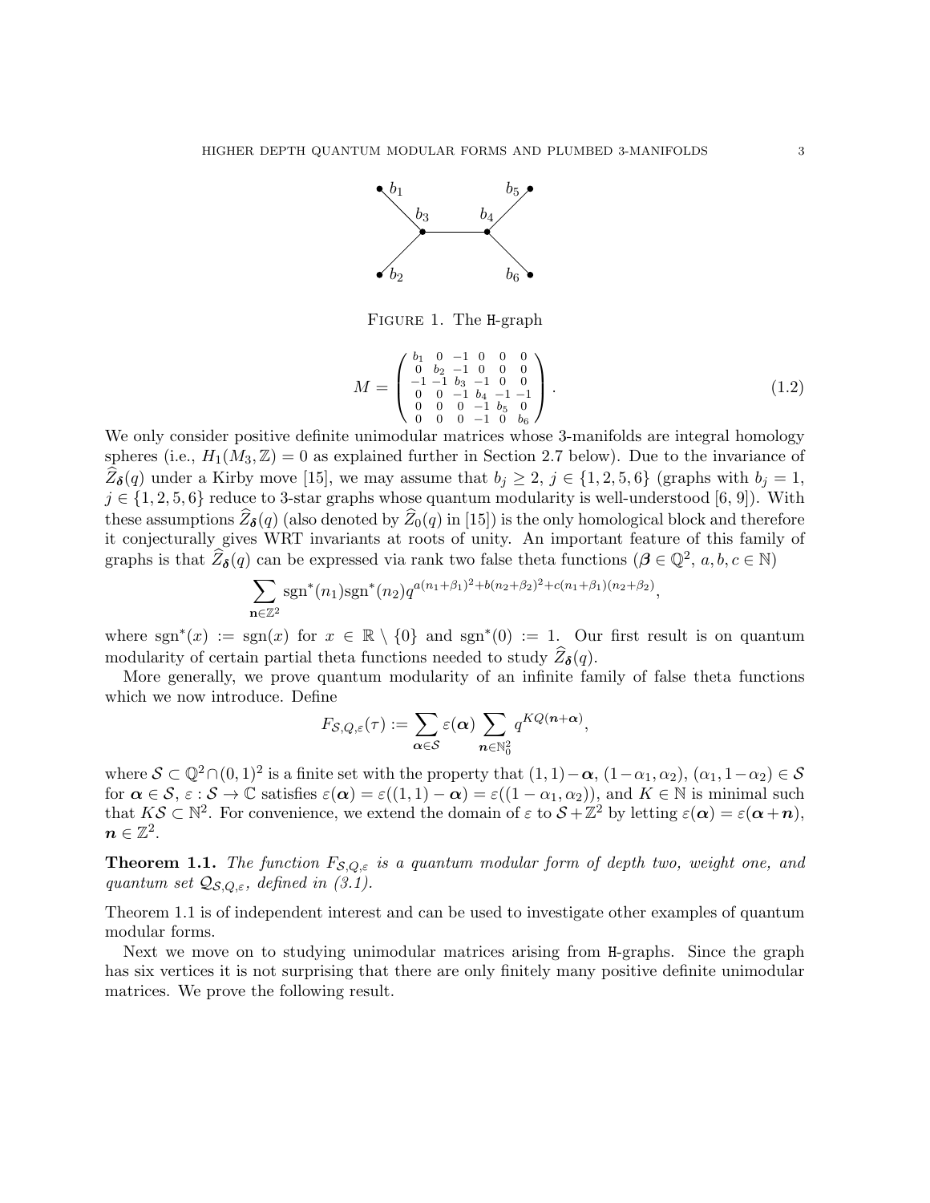Figure 1. The H-graph

$$M = \begin{pmatrix} b_1 & 0 & -1 & 0 & 0 & 0 \\ 0 & b_2 & -1 & 0 & 0 & 0 \\ -1 & -1 & b_3 & -1 & 0 & 0 \\ 0 & 0 & -1 & b_4 & -1 & -1 \\ 0 & 0 & 0 & -1 & b_5 & 0 \\ 0 & 0 & 0 & -1 & 0 & b_6 \end{pmatrix}. \tag{1.2}$$

We only consider positive definite unimodular matrices whose 3-manifolds are integral homology spheres (i.e., $H_1(M_3, \mathbb{Z}) = 0$ as explained further in Section 2.7 below). Due to the invariance of $\widehat{Z}_{\boldsymbol{\delta}}(q)$ under a Kirby move [15], we may assume that $b_j \geq 2$, $j \in \{1, 2, 5, 6\}$ (graphs with $b_j = 1$, $j \in \{1, 2, 5, 6\}$ reduce to 3-star graphs whose quantum modularity is well-understood [6, 9]). With these assumptions $\widehat{Z}_{\boldsymbol{\delta}}(q)$ (also denoted by $\widehat{Z}_0(q)$ in [15]) is the only homological block and therefore it conjecturally gives WRT invariants at roots of unity. An important feature of this family of graphs is that $\widehat{Z}_{\boldsymbol{\delta}}(q)$ can be expressed via rank two false theta functions ($\boldsymbol{\beta} \in \mathbb{Q}^2$, $a, b, c \in \mathbb{N}$)

$$\sum_{\mathbf{n} \in \mathbb{Z}^2} \operatorname{sgn}^*(n_1) \operatorname{sgn}^*(n_2) q^{a(n_1+\beta_1)^2 + b(n_2+\beta_2)^2 + c(n_1+\beta_1)(n_2+\beta_2)},$$

where $\operatorname{sgn}^*(x) := \operatorname{sgn}(x)$ for $x \in \mathbb{R} \setminus \{0\}$ and $\operatorname{sgn}^*(0) := 1$. Our first result is on quantum modularity of certain partial theta functions needed to study $\widehat{Z}_{\boldsymbol{\delta}}(q)$.

More generally, we prove quantum modularity of an infinite family of false theta functions which we now introduce. Define

$$F_{\mathcal{S},Q,\varepsilon}(\tau) := \sum_{\boldsymbol{\alpha} \in \mathcal{S}} \varepsilon(\boldsymbol{\alpha}) \sum_{\boldsymbol{n} \in \mathbb{N}_0^2} q^{KQ(\boldsymbol{n}+\boldsymbol{\alpha})},$$

where $\mathcal{S} \subset \mathbb{Q}^2 \cap (0, 1)^2$ is a finite set with the property that $(1, 1) - \boldsymbol{\alpha}$, $(1 - \alpha_1, \alpha_2)$, $(\alpha_1, 1 - \alpha_2) \in \mathcal{S}$ for $\boldsymbol{\alpha} \in \mathcal{S}$, $\varepsilon : \mathcal{S} \to \mathbb{C}$ satisfies $\varepsilon(\boldsymbol{\alpha}) = \varepsilon((1, 1) - \boldsymbol{\alpha}) = \varepsilon((1 - \alpha_1, \alpha_2))$, and $K \in \mathbb{N}$ is minimal such that $K\mathcal{S} \subset \mathbb{N}^2$. For convenience, we extend the domain of $\varepsilon$ to $\mathcal{S} + \mathbb{Z}^2$ by letting $\varepsilon(\boldsymbol{\alpha}) = \varepsilon(\boldsymbol{\alpha} + \boldsymbol{n})$, $\boldsymbol{n} \in \mathbb{Z}^2$.

**Theorem 1.1.** *The function $F_{\mathcal{S},Q,\varepsilon}$ is a quantum modular form of depth two, weight one, and quantum set $\mathcal{Q}_{\mathcal{S},Q,\varepsilon}$, defined in (3.1).*

Theorem 1.1 is of independent interest and can be used to investigate other examples of quantum modular forms.

Next we move on to studying unimodular matrices arising from H-graphs. Since the graph has six vertices it is not surprising that there are only finitely many positive definite unimodular matrices. We prove the following result.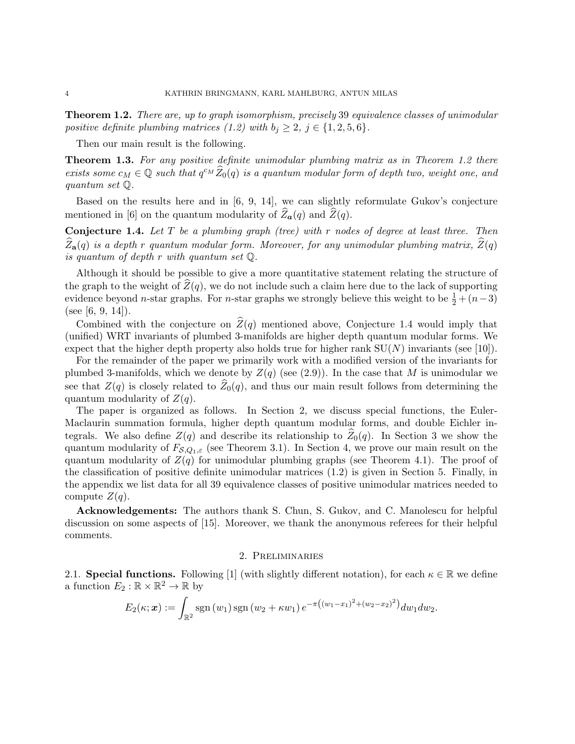**Theorem 1.2.** *There are, up to graph isomorphism, precisely* 39 *equivalence classes of unimodular positive definite plumbing matrices (1.2) with $b_j \geq 2$, $j \in \{1, 2, 5, 6\}$.*

Then our main result is the following.

**Theorem 1.3.** *For any positive definite unimodular plumbing matrix as in Theorem 1.2 there exists some $c_M \in \mathbb{Q}$ such that $q^{c_M} \widehat{Z}_0(q)$ is a quantum modular form of depth two, weight one, and quantum set $\mathbb{Q}$.*

Based on the results here and in [6, 9, 14], we can slightly reformulate Gukov's conjecture mentioned in [6] on the quantum modularity of $\widehat{Z}_{\boldsymbol{a}}(q)$ and $\widehat{Z}(q)$.

**Conjecture 1.4.** *Let $T$ be a plumbing graph (tree) with $r$ nodes of degree at least three. Then $\widehat{Z}_{\mathbf{a}}(q)$ is a depth $r$ quantum modular form. Moreover, for any unimodular plumbing matrix, $\widehat{Z}(q)$ is quantum of depth $r$ with quantum set $\mathbb{Q}$.*

Although it should be possible to give a more quantitative statement relating the structure of the graph to the weight of $\widehat{Z}(q)$, we do not include such a claim here due to the lack of supporting evidence beyond $n$-star graphs. For $n$-star graphs we strongly believe this weight to be $\frac{1}{2} + (n-3)$ (see [6, 9, 14]).

Combined with the conjecture on $\widehat{Z}(q)$ mentioned above, Conjecture 1.4 would imply that (unified) WRT invariants of plumbed 3-manifolds are higher depth quantum modular forms. We expect that the higher depth property also holds true for higher rank $\mathrm{SU}(N)$ invariants (see [10]).

For the remainder of the paper we primarily work with a modified version of the invariants for plumbed 3-manifolds, which we denote by $Z(q)$ (see (2.9)). In the case that $M$ is unimodular we see that $Z(q)$ is closely related to $\widehat{Z}_0(q)$, and thus our main result follows from determining the quantum modularity of $Z(q)$.

The paper is organized as follows. In Section 2, we discuss special functions, the Euler-Maclaurin summation formula, higher depth quantum modular forms, and double Eichler integrals. We also define $Z(q)$ and describe its relationship to $\widehat{Z}_0(q)$. In Section 3 we show the quantum modularity of $F_{\mathcal{S},Q_1,\varepsilon}$ (see Theorem 3.1). In Section 4, we prove our main result on the quantum modularity of $Z(q)$ for unimodular plumbing graphs (see Theorem 4.1). The proof of the classification of positive definite unimodular matrices (1.2) is given in Section 5. Finally, in the appendix we list data for all 39 equivalence classes of positive unimodular matrices needed to compute $Z(q)$.

**Acknowledgements:** The authors thank S. Chun, S. Gukov, and C. Manolescu for helpful discussion on some aspects of [15]. Moreover, we thank the anonymous referees for their helpful comments.

## 2. Preliminaries

2.1. **Special functions.** Following [1] (with slightly different notation), for each $\kappa \in \mathbb{R}$ we define a function $E_2 : \mathbb{R} \times \mathbb{R}^2 \to \mathbb{R}$ by

$$E_2(\kappa; \boldsymbol{x}) := \int_{\mathbb{R}^2} \operatorname{sgn}(w_1) \operatorname{sgn}(w_2 + \kappa w_1) \, e^{-\pi\left((w_1 - x_1)^2 + (w_2 - x_2)^2\right)} dw_1 dw_2.$$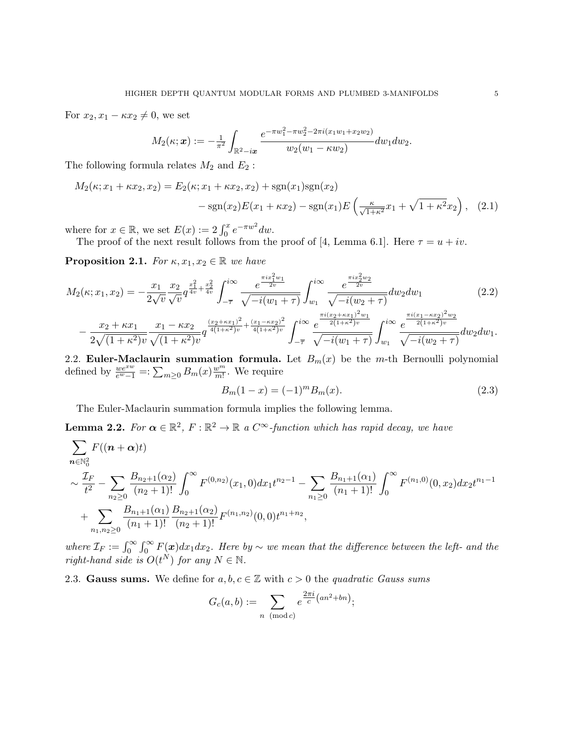For $x_2, x_1 - \kappa x_2 \neq 0$, we set

$$M_2(\kappa; \boldsymbol{x}) := -\tfrac{1}{\pi^2} \int_{\mathbb{R}^2 - i\boldsymbol{x}} \frac{e^{-\pi w_1^2 - \pi w_2^2 - 2\pi i (x_1 w_1 + x_2 w_2)}}{w_2(w_1 - \kappa w_2)} dw_1 dw_2.$$

The following formula relates $M_2$ and $E_2$ :

$$\begin{aligned} M_2(\kappa; x_1 + \kappa x_2, x_2) = E_2(\kappa; x_1 + \kappa x_2, x_2) + \operatorname{sgn}(x_1)\operatorname{sgn}(x_2) \\ - \operatorname{sgn}(x_2) E(x_1 + \kappa x_2) - \operatorname{sgn}(x_1) E\left(\tfrac{\kappa}{\sqrt{1+\kappa^2}} x_1 + \sqrt{1+\kappa^2} x_2\right), \end{aligned} \tag{2.1}$$

where for $x \in \mathbb{R}$, we set $E(x) := 2\int_0^x e^{-\pi w^2} dw$.

The proof of the next result follows from the proof of [4, Lemma 6.1]. Here $\tau = u + iv$.

**Proposition 2.1.** *For $\kappa, x_1, x_2 \in \mathbb{R}$ we have*

$$\begin{aligned} M_2(\kappa; x_1, x_2) &= -\frac{x_1}{2\sqrt{v}} \frac{x_2}{\sqrt{v}} q^{\frac{x_1^2}{4v} + \frac{x_2^2}{4v}} \int_{-\overline{\tau}}^{i\infty} \frac{e^{\frac{\pi i x_1^2 w_1}{2v}}}{\sqrt{-i(w_1 + \tau)}} \int_{w_1}^{i\infty} \frac{e^{\frac{\pi i x_2^2 w_2}{2v}}}{\sqrt{-i(w_2 + \tau)}} dw_2 dw_1 \\ &- \frac{x_2 + \kappa x_1}{2\sqrt{(1+\kappa^2)v}} \frac{x_1 - \kappa x_2}{\sqrt{(1+\kappa^2)v}} q^{\frac{(x_2 + \kappa x_1)^2}{4(1+\kappa^2)v} + \frac{(x_1 - \kappa x_2)^2}{4(1+\kappa^2)v}} \int_{-\overline{\tau}}^{i\infty} \frac{e^{\frac{\pi i (x_2 + \kappa x_1)^2 w_1}{2(1+\kappa^2)v}}}{\sqrt{-i(w_1 + \tau)}} \int_{w_1}^{i\infty} \frac{e^{\frac{\pi i (x_1 - \kappa x_2)^2 w_2}{2(1+\kappa^2)v}}}{\sqrt{-i(w_2 + \tau)}} dw_2 dw_1. \end{aligned} \tag{2.2}$$

## 2.2. Euler-Maclaurin summation formula.

Let $B_m(x)$ be the $m$-th Bernoulli polynomial defined by $\frac{we^{xw}}{e^w - 1} =: \sum_{m \geq 0} B_m(x) \frac{w^m}{m!}$. We require

$$B_m(1 - x) = (-1)^m B_m(x). \tag{2.3}$$

The Euler-Maclaurin summation formula implies the following lemma.

**Lemma 2.2.** *For $\boldsymbol{\alpha} \in \mathbb{R}^2$, $F : \mathbb{R}^2 \to \mathbb{R}$ a $C^\infty$-function which has rapid decay, we have*

$$\begin{aligned} &\sum_{\boldsymbol{n} \in \mathbb{N}_0^2} F((\boldsymbol{n} + \boldsymbol{\alpha})t) \\ &\sim \frac{\mathcal{I}_F}{t^2} - \sum_{n_2 \geq 0} \frac{B_{n_2+1}(\alpha_2)}{(n_2+1)!} \int_0^\infty F^{(0,n_2)}(x_1, 0) dx_1 t^{n_2 - 1} - \sum_{n_1 \geq 0} \frac{B_{n_1+1}(\alpha_1)}{(n_1+1)!} \int_0^\infty F^{(n_1,0)}(0, x_2) dx_2 t^{n_1 - 1} \\ &\quad + \sum_{n_1, n_2 \geq 0} \frac{B_{n_1+1}(\alpha_1)}{(n_1+1)!} \frac{B_{n_2+1}(\alpha_2)}{(n_2+1)!} F^{(n_1,n_2)}(0,0) t^{n_1+n_2}, \end{aligned}$$

*where $\mathcal{I}_F := \int_0^\infty \int_0^\infty F(\boldsymbol{x}) dx_1 dx_2$. Here by $\sim$ we mean that the difference between the left- and the right-hand side is $O(t^N)$ for any $N \in \mathbb{N}$.*

## 2.3. Gauss sums.

We define for $a, b, c \in \mathbb{Z}$ with $c > 0$ the *quadratic Gauss sums*

$$G_c(a, b) := \sum_{n \pmod{c}} e^{\frac{2\pi i}{c}(an^2 + bn)};$$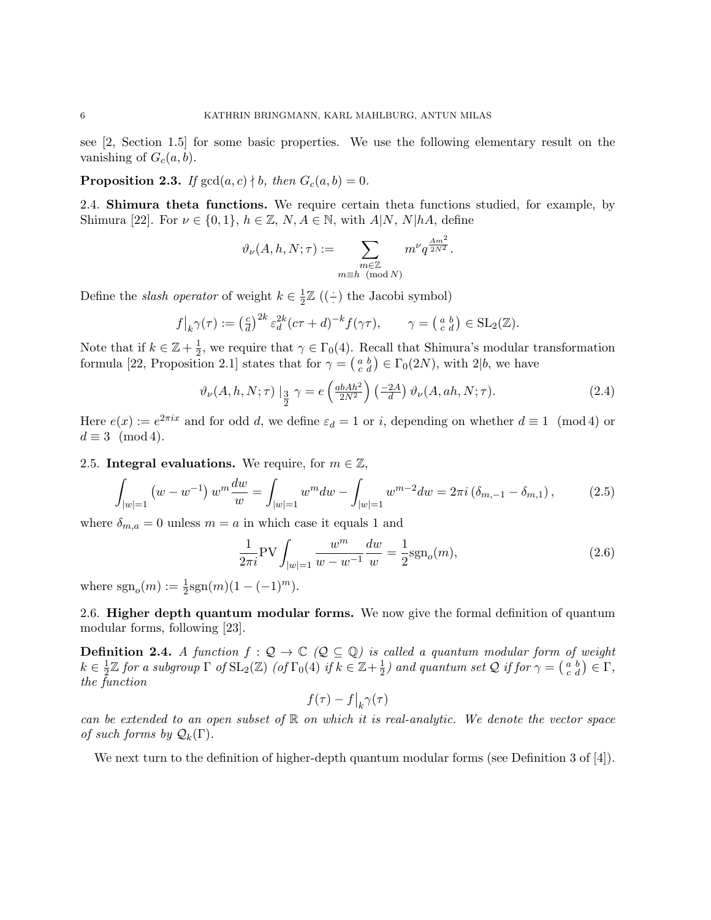see [2, Section 1.5] for some basic properties. We use the following elementary result on the vanishing of $G_c(a,b)$.

**Proposition 2.3.** *If $\gcd(a,c)\nmid b$, then $G_c(a,b)=0$.*

2.4. **Shimura theta functions.** We require certain theta functions studied, for example, by Shimura [22]. For $\nu\in\{0,1\}$, $h\in\mathbb{Z}$, $N,A\in\mathbb{N}$, with $A|N$, $N|hA$, define

$$\vartheta_\nu(A,h,N;\tau):=\sum_{\substack{m\in\mathbb{Z}\\ m\equiv h\pmod N}} m^\nu q^{\frac{Am^2}{2N^2}}.$$

Define the *slash operator* of weight $k\in\frac{1}{2}\mathbb{Z}$ ($\left(\frac{\cdot}{\cdot}\right)$ the Jacobi symbol)

$$f\big|_k\gamma(\tau):=\left(\tfrac{c}{d}\right)^{2k}\varepsilon_d^{2k}(c\tau+d)^{-k}f(\gamma\tau),\qquad \gamma=\left(\begin{smallmatrix}a&b\\c&d\end{smallmatrix}\right)\in\mathrm{SL}_2(\mathbb{Z}).$$

Note that if $k\in\mathbb{Z}+\frac{1}{2}$, we require that $\gamma\in\Gamma_0(4)$. Recall that Shimura's modular transformation formula [22, Proposition 2.1] states that for $\gamma=\left(\begin{smallmatrix}a&b\\c&d\end{smallmatrix}\right)\in\Gamma_0(2N)$, with $2|b$, we have

$$\vartheta_\nu(A,h,N;\tau)\mid_{\frac{3}{2}}\gamma=e\left(\frac{abAh^2}{2N^2}\right)\left(\frac{-2A}{d}\right)\vartheta_\nu(A,ah,N;\tau). \tag{2.4}$$

Here $e(x):=e^{2\pi ix}$ and for odd $d$, we define $\varepsilon_d=1$ or $i$, depending on whether $d\equiv 1\pmod 4$ or $d\equiv 3\pmod 4$.

2.5. **Integral evaluations.** We require, for $m\in\mathbb{Z}$,

$$\int_{|w|=1}\left(w-w^{-1}\right)w^m\frac{dw}{w}=\int_{|w|=1}w^m dw-\int_{|w|=1}w^{m-2}dw=2\pi i\left(\delta_{m,-1}-\delta_{m,1}\right), \tag{2.5}$$

where $\delta_{m,a}=0$ unless $m=a$ in which case it equals 1 and

$$\frac{1}{2\pi i}\mathrm{PV}\int_{|w|=1}\frac{w^m}{w-w^{-1}}\frac{dw}{w}=\frac{1}{2}\mathrm{sgn}_o(m), \tag{2.6}$$

where $\mathrm{sgn}_o(m):=\frac{1}{2}\mathrm{sgn}(m)(1-(-1)^m)$.

2.6. **Higher depth quantum modular forms.** We now give the formal definition of quantum modular forms, following [23].

**Definition 2.4.** *A function $f:\mathcal{Q}\to\mathbb{C}$ ($\mathcal{Q}\subseteq\mathbb{Q}$) is called a quantum modular form of weight $k\in\frac{1}{2}\mathbb{Z}$ for a subgroup $\Gamma$ of $\mathrm{SL}_2(\mathbb{Z})$ (of $\Gamma_0(4)$ if $k\in\mathbb{Z}+\frac{1}{2}$) and quantum set $\mathcal{Q}$ if for $\gamma=\left(\begin{smallmatrix}a&b\\c&d\end{smallmatrix}\right)\in\Gamma$, the function*

$$f(\tau)-f\big|_k\gamma(\tau)$$

*can be extended to an open subset of $\mathbb{R}$ on which it is real-analytic. We denote the vector space of such forms by $\mathcal{Q}_k(\Gamma)$.*

We next turn to the definition of higher-depth quantum modular forms (see Definition 3 of [4]).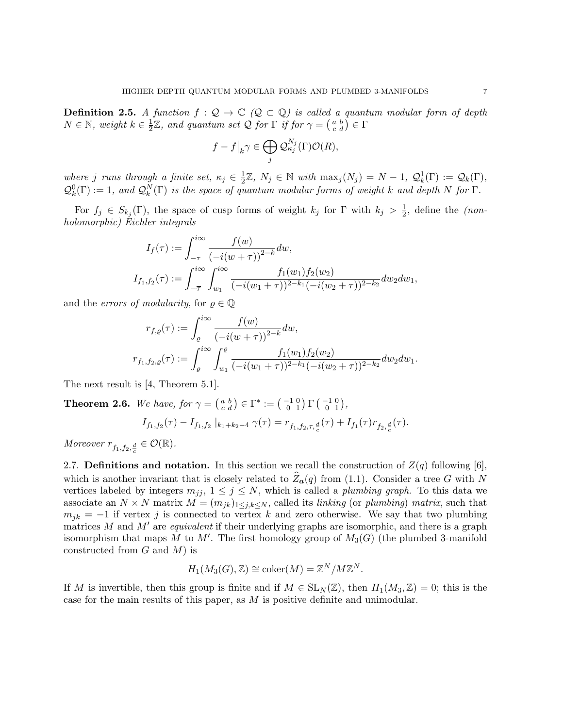**Definition 2.5.** *A function $f : \mathcal{Q} \to \mathbb{C}$ ($\mathcal{Q} \subset \mathbb{Q}$) is called a quantum modular form of depth $N \in \mathbb{N}$, weight $k \in \frac{1}{2}\mathbb{Z}$, and quantum set $\mathcal{Q}$ for $\Gamma$ if for $\gamma = \left(\begin{smallmatrix} a & b \\ c & d \end{smallmatrix}\right) \in \Gamma$*

$$f - f\big|_k \gamma \in \bigoplus_j \mathcal{Q}_{\kappa_j}^{N_j}(\Gamma)\mathcal{O}(R),$$

*where $j$ runs through a finite set, $\kappa_j \in \frac{1}{2}\mathbb{Z}$, $N_j \in \mathbb{N}$ with $\max_j(N_j) = N-1$, $\mathcal{Q}_k^1(\Gamma) := \mathcal{Q}_k(\Gamma)$, $\mathcal{Q}_k^0(\Gamma) := 1$, and $\mathcal{Q}_k^N(\Gamma)$ is the space of quantum modular forms of weight $k$ and depth $N$ for $\Gamma$.*

For $f_j \in S_{k_j}(\Gamma)$, the space of cusp forms of weight $k_j$ for $\Gamma$ with $k_j > \frac{1}{2}$, define the *(non-holomorphic) Eichler integrals*

$$I_f(\tau) := \int_{-\overline{\tau}}^{i\infty} \frac{f(w)}{\left(-i(w+\tau)\right)^{2-k}} dw,$$

$$I_{f_1,f_2}(\tau) := \int_{-\overline{\tau}}^{i\infty} \int_{w_1}^{i\infty} \frac{f_1(w_1)f_2(w_2)}{(-i(w_1+\tau))^{2-k_1}(-i(w_2+\tau))^{2-k_2}} dw_2 dw_1,$$

and the *errors of modularity*, for $\varrho \in \mathbb{Q}$

$$r_{f,\varrho}(\tau) := \int_{\varrho}^{i\infty} \frac{f(w)}{\left(-i(w+\tau)\right)^{2-k}} dw,$$

$$r_{f_1,f_2,\varrho}(\tau) := \int_{\varrho}^{i\infty} \int_{w_1}^{\varrho} \frac{f_1(w_1)f_2(w_2)}{(-i(w_1+\tau))^{2-k_1}(-i(w_2+\tau))^{2-k_2}} dw_2 dw_1.$$

The next result is [4, Theorem 5.1].

**Theorem 2.6.** *We have, for $\gamma = \left(\begin{smallmatrix} a & b \\ c & d \end{smallmatrix}\right) \in \Gamma^* := \left(\begin{smallmatrix} -1 & 0 \\ 0 & 1 \end{smallmatrix}\right) \Gamma \left(\begin{smallmatrix} -1 & 0 \\ 0 & 1 \end{smallmatrix}\right)$,*

$$I_{f_1,f_2}(\tau) - I_{f_1,f_2}\big|_{k_1+k_2-4}\, \gamma(\tau) = r_{f_1,f_2,\tau,\frac{d}{c}}(\tau) + I_{f_1}(\tau) r_{f_2,\frac{d}{c}}(\tau).$$

*Moreover $r_{f_1,f_2,\frac{d}{c}} \in \mathcal{O}(\mathbb{R})$.*

2.7. **Definitions and notation.** In this section we recall the construction of $Z(q)$ following [6], which is another invariant that is closely related to $\widehat{Z}_{\boldsymbol{a}}(q)$ from (1.1). Consider a tree $G$ with $N$ vertices labeled by integers $m_{jj}$, $1 \leq j \leq N$, which is called a *plumbing graph*. To this data we associate an $N \times N$ matrix $M = (m_{jk})_{1 \leq j,k \leq N}$, called its *linking* (or *plumbing*) *matrix*, such that $m_{jk} = -1$ if vertex $j$ is connected to vertex $k$ and zero otherwise. We say that two plumbing matrices $M$ and $M'$ are *equivalent* if their underlying graphs are isomorphic, and there is a graph isomorphism that maps $M$ to $M'$. The first homology group of $M_3(G)$ (the plumbed 3-manifold constructed from $G$ and $M$) is

$$H_1(M_3(G), \mathbb{Z}) \cong \operatorname{coker}(M) = \mathbb{Z}^N / M\mathbb{Z}^N.$$

If $M$ is invertible, then this group is finite and if $M \in \mathrm{SL}_N(\mathbb{Z})$, then $H_1(M_3, \mathbb{Z}) = 0$; this is the case for the main results of this paper, as $M$ is positive definite and unimodular.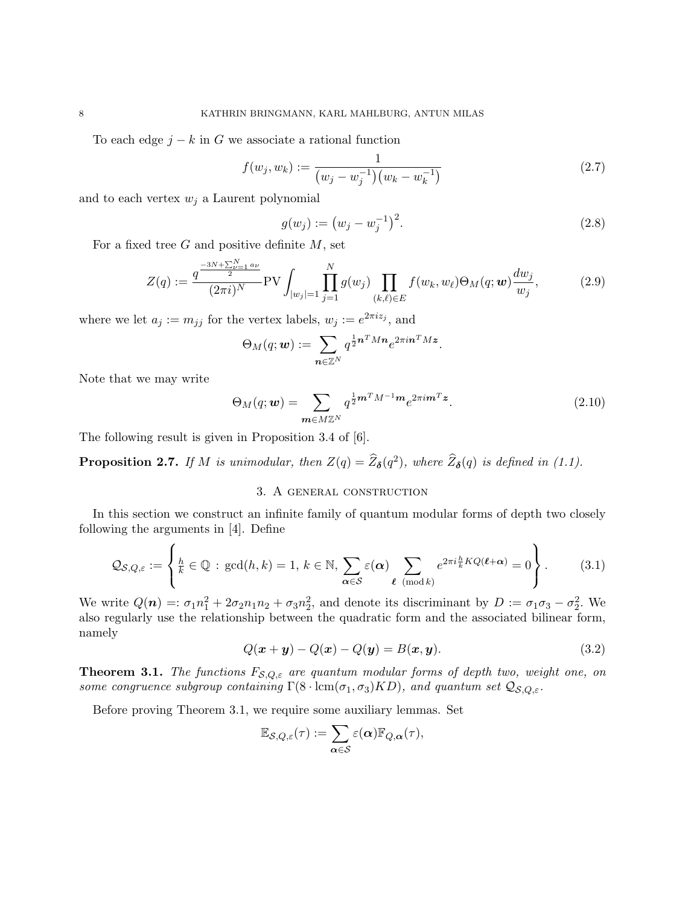To each edge $j - k$ in $G$ we associate a rational function

$$f(w_j, w_k) := \frac{1}{\left(w_j - w_j^{-1}\right)\left(w_k - w_k^{-1}\right)} \tag{2.7}$$

and to each vertex $w_j$ a Laurent polynomial

$$g(w_j) := \left(w_j - w_j^{-1}\right)^2. \tag{2.8}$$

For a fixed tree $G$ and positive definite $M$, set

$$Z(q) := \frac{q^{\frac{-3N+\sum_{\nu=1}^{N} a_\nu}{2}}}{(2\pi i)^N} \mathrm{PV} \int_{|w_j|=1} \prod_{j=1}^{N} g(w_j) \prod_{(k,\ell)\in E} f(w_k, w_\ell) \Theta_M(q; \boldsymbol{w}) \frac{dw_j}{w_j}, \tag{2.9}$$

where we let $a_j := m_{jj}$ for the vertex labels, $w_j := e^{2\pi i z_j}$, and

$$\Theta_M(q; \boldsymbol{w}) := \sum_{\boldsymbol{n}\in\mathbb{Z}^N} q^{\frac{1}{2}\boldsymbol{n}^T M \boldsymbol{n}} e^{2\pi i \boldsymbol{n}^T M \boldsymbol{z}}.$$

Note that we may write

$$\Theta_M(q; \boldsymbol{w}) = \sum_{\boldsymbol{m}\in M\mathbb{Z}^N} q^{\frac{1}{2}\boldsymbol{m}^T M^{-1} \boldsymbol{m}} e^{2\pi i \boldsymbol{m}^T \boldsymbol{z}}. \tag{2.10}$$

The following result is given in Proposition 3.4 of [6].

**Proposition 2.7.** *If $M$ is unimodular, then $Z(q) = \widehat{Z}_{\boldsymbol{\delta}}(q^2)$, where $\widehat{Z}_{\boldsymbol{\delta}}(q)$ is defined in (1.1).*

## 3. A general construction

In this section we construct an infinite family of quantum modular forms of depth two closely following the arguments in [4]. Define

$$\mathcal{Q}_{\mathcal{S},Q,\varepsilon} := \left\{ \frac{h}{k} \in \mathbb{Q} \, : \, \gcd(h,k) = 1,\, k \in \mathbb{N},\, \sum_{\boldsymbol{\alpha}\in\mathcal{S}} \varepsilon(\boldsymbol{\alpha}) \sum_{\boldsymbol{\ell} \pmod{k}} e^{2\pi i \frac{h}{k} KQ(\boldsymbol{\ell}+\boldsymbol{\alpha})} = 0 \right\}. \tag{3.1}$$

We write $Q(\boldsymbol{n}) =: \sigma_1 n_1^2 + 2\sigma_2 n_1 n_2 + \sigma_3 n_2^2$, and denote its discriminant by $D := \sigma_1\sigma_3 - \sigma_2^2$. We also regularly use the relationship between the quadratic form and the associated bilinear form, namely

$$Q(\boldsymbol{x}+\boldsymbol{y}) - Q(\boldsymbol{x}) - Q(\boldsymbol{y}) = B(\boldsymbol{x}, \boldsymbol{y}). \tag{3.2}$$

**Theorem 3.1.** *The functions $F_{\mathcal{S},Q,\varepsilon}$ are quantum modular forms of depth two, weight one, on some congruence subgroup containing $\Gamma(8 \cdot \mathrm{lcm}(\sigma_1, \sigma_3)KD)$, and quantum set $\mathcal{Q}_{\mathcal{S},Q,\varepsilon}$.*

Before proving Theorem 3.1, we require some auxiliary lemmas. Set

$$\mathbb{E}_{\mathcal{S},Q,\varepsilon}(\tau) := \sum_{\boldsymbol{\alpha}\in\mathcal{S}} \varepsilon(\boldsymbol{\alpha}) \mathbb{F}_{Q,\boldsymbol{\alpha}}(\tau),$$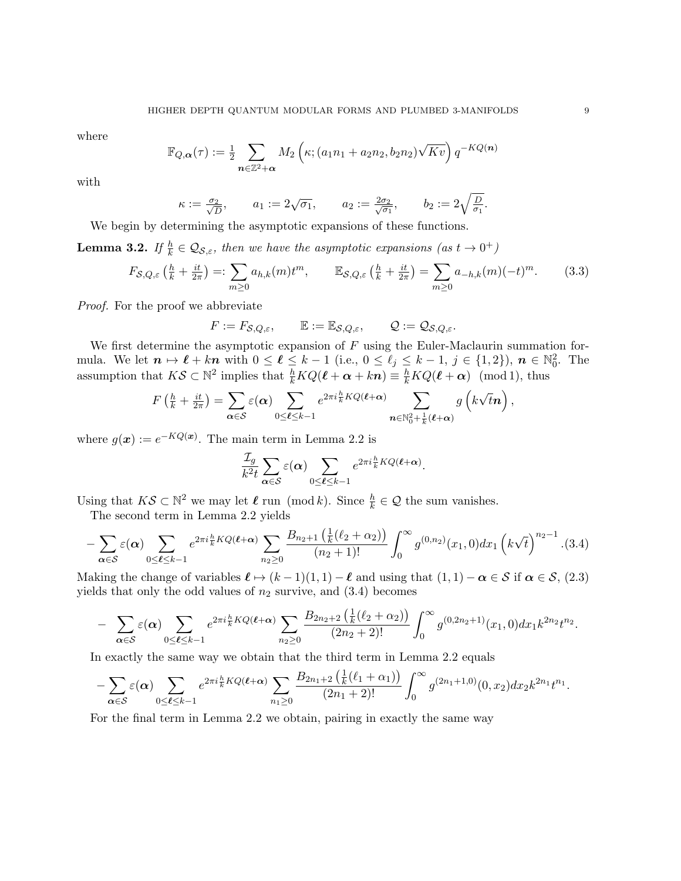where

$$\mathbb{F}_{Q,\boldsymbol{\alpha}}(\tau) := \tfrac{1}{2} \sum_{\boldsymbol{n}\in\mathbb{Z}^2+\boldsymbol{\alpha}} M_2\left(\kappa; (a_1n_1+a_2n_2, b_2n_2)\sqrt{Kv}\right) q^{-KQ(\boldsymbol{n})}$$

with

$$\kappa := \tfrac{\sigma_2}{\sqrt{D}}, \qquad a_1 := 2\sqrt{\sigma_1}, \qquad a_2 := \tfrac{2\sigma_2}{\sqrt{\sigma_1}}, \qquad b_2 := 2\sqrt{\tfrac{D}{\sigma_1}}.$$

We begin by determining the asymptotic expansions of these functions.

**Lemma 3.2.** *If $\frac{h}{k} \in \mathcal{Q}_{\mathcal{S},\varepsilon}$, then we have the asymptotic expansions (as $t \to 0^+$)*

$$F_{\mathcal{S},Q,\varepsilon}\left(\tfrac{h}{k}+\tfrac{it}{2\pi}\right) =: \sum_{m\geq 0} a_{h,k}(m)t^m, \qquad \mathbb{E}_{\mathcal{S},Q,\varepsilon}\left(\tfrac{h}{k}+\tfrac{it}{2\pi}\right) = \sum_{m\geq 0} a_{-h,k}(m)(-t)^m. \tag{3.3}$$

*Proof.* For the proof we abbreviate

$$F := F_{\mathcal{S},Q,\varepsilon}, \qquad \mathbb{E} := \mathbb{E}_{\mathcal{S},Q,\varepsilon}, \qquad \mathcal{Q} := \mathcal{Q}_{\mathcal{S},Q,\varepsilon}.$$

We first determine the asymptotic expansion of $F$ using the Euler-Maclaurin summation formula. We let $\boldsymbol{n} \mapsto \boldsymbol{\ell} + k\boldsymbol{n}$ with $0 \leq \boldsymbol{\ell} \leq k-1$ (i.e., $0 \leq \ell_j \leq k-1$, $j \in \{1,2\}$), $\boldsymbol{n} \in \mathbb{N}_0^2$. The assumption that $K\mathcal{S} \subset \mathbb{N}^2$ implies that $\frac{h}{k}KQ(\boldsymbol{\ell}+\boldsymbol{\alpha}+k\boldsymbol{n}) \equiv \frac{h}{k}KQ(\boldsymbol{\ell}+\boldsymbol{\alpha}) \pmod 1$, thus

$$F\left(\tfrac{h}{k}+\tfrac{it}{2\pi}\right) = \sum_{\boldsymbol{\alpha}\in\mathcal{S}} \varepsilon(\boldsymbol{\alpha}) \sum_{0\leq\boldsymbol{\ell}\leq k-1} e^{2\pi i\frac{h}{k}KQ(\boldsymbol{\ell}+\boldsymbol{\alpha})} \sum_{\boldsymbol{n}\in\mathbb{N}_0^2+\frac{1}{k}(\boldsymbol{\ell}+\boldsymbol{\alpha})} g\left(k\sqrt{t}\boldsymbol{n}\right),$$

where $g(\boldsymbol{x}) := e^{-KQ(\boldsymbol{x})}$. The main term in Lemma 2.2 is

$$\frac{\mathcal{I}_g}{k^2t} \sum_{\boldsymbol{\alpha}\in\mathcal{S}} \varepsilon(\boldsymbol{\alpha}) \sum_{0\leq\boldsymbol{\ell}\leq k-1} e^{2\pi i\frac{h}{k}KQ(\boldsymbol{\ell}+\boldsymbol{\alpha})}.$$

Using that $K\mathcal{S} \subset \mathbb{N}^2$ we may let $\boldsymbol{\ell}$ run $\pmod k$. Since $\frac{h}{k} \in \mathcal{Q}$ the sum vanishes.

The second term in Lemma 2.2 yields

$$-\sum_{\boldsymbol{\alpha}\in\mathcal{S}} \varepsilon(\boldsymbol{\alpha}) \sum_{0\leq\boldsymbol{\ell}\leq k-1} e^{2\pi i\frac{h}{k}KQ(\boldsymbol{\ell}+\boldsymbol{\alpha})} \sum_{n_2\geq 0} \frac{B_{n_2+1}\left(\frac{1}{k}(\ell_2+\alpha_2)\right)}{(n_2+1)!} \int_0^\infty g^{(0,n_2)}(x_1,0)dx_1 \left(k\sqrt{t}\right)^{n_2-1}. \tag{3.4}$$

Making the change of variables $\boldsymbol{\ell} \mapsto (k-1)(1,1) - \boldsymbol{\ell}$ and using that $(1,1) - \boldsymbol{\alpha} \in \mathcal{S}$ if $\boldsymbol{\alpha} \in \mathcal{S}$, (2.3) yields that only the odd values of $n_2$ survive, and (3.4) becomes

$$-\sum_{\boldsymbol{\alpha}\in\mathcal{S}} \varepsilon(\boldsymbol{\alpha}) \sum_{0\leq\boldsymbol{\ell}\leq k-1} e^{2\pi i\frac{h}{k}KQ(\boldsymbol{\ell}+\boldsymbol{\alpha})} \sum_{n_2\geq 0} \frac{B_{2n_2+2}\left(\frac{1}{k}(\ell_2+\alpha_2)\right)}{(2n_2+2)!} \int_0^\infty g^{(0,2n_2+1)}(x_1,0)dx_1 k^{2n_2}t^{n_2}.$$

In exactly the same way we obtain that the third term in Lemma 2.2 equals

$$-\sum_{\boldsymbol{\alpha}\in\mathcal{S}} \varepsilon(\boldsymbol{\alpha}) \sum_{0\leq\boldsymbol{\ell}\leq k-1} e^{2\pi i\frac{h}{k}KQ(\boldsymbol{\ell}+\boldsymbol{\alpha})} \sum_{n_1\geq 0} \frac{B_{2n_1+2}\left(\frac{1}{k}(\ell_1+\alpha_1)\right)}{(2n_1+2)!} \int_0^\infty g^{(2n_1+1,0)}(0,x_2)dx_2 k^{2n_1}t^{n_1}.$$

For the final term in Lemma 2.2 we obtain, pairing in exactly the same way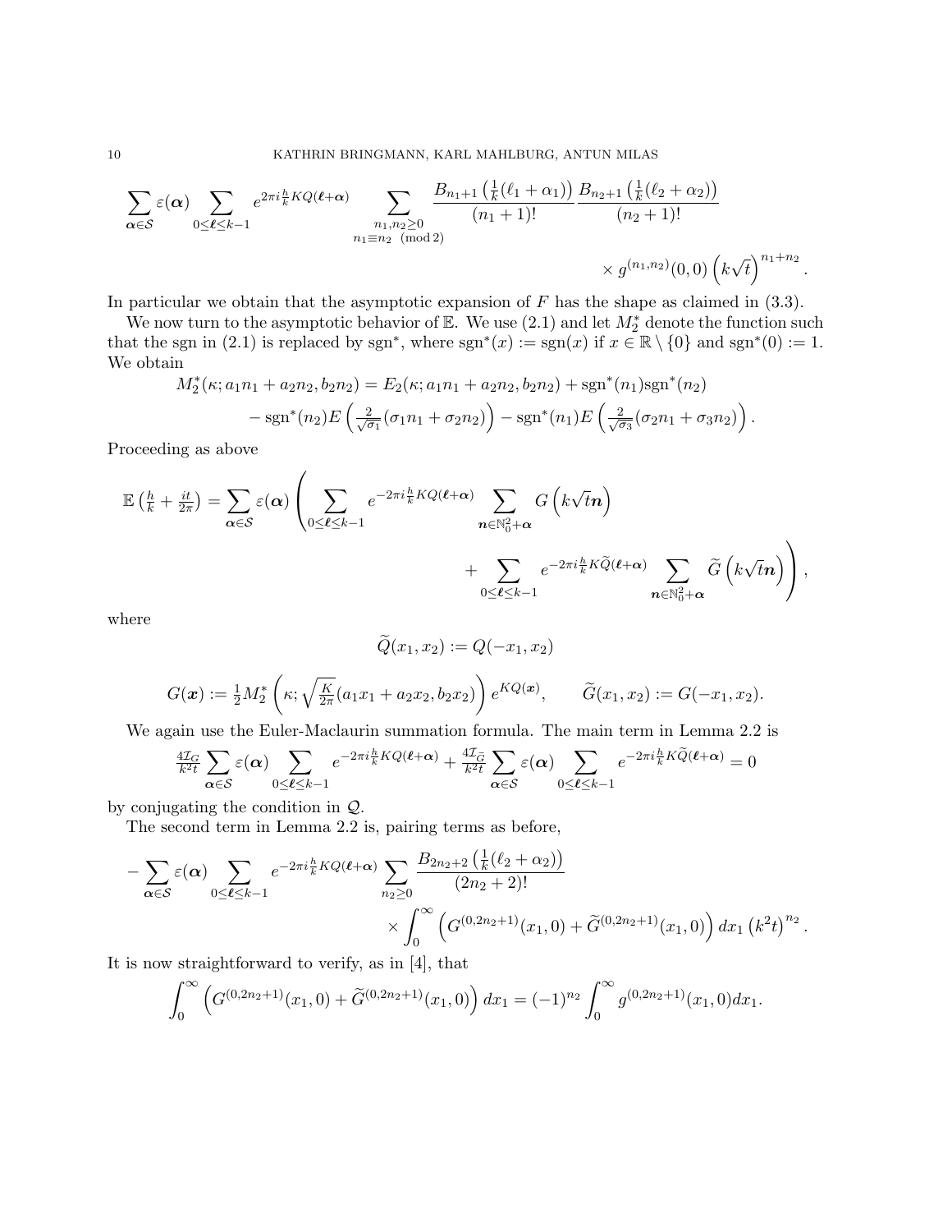$$\sum_{\boldsymbol{\alpha}\in\mathcal{S}} \varepsilon(\boldsymbol{\alpha}) \sum_{0\le \boldsymbol{\ell}\le k-1} e^{2\pi i \frac{h}{k} KQ(\boldsymbol{\ell}+\boldsymbol{\alpha})} \sum_{\substack{n_1,n_2\ge 0\\ n_1\equiv n_2 \pmod 2}} \frac{B_{n_1+1}\left(\frac{1}{k}(\ell_1+\alpha_1)\right)}{(n_1+1)!} \frac{B_{n_2+1}\left(\frac{1}{k}(\ell_2+\alpha_2)\right)}{(n_2+1)!} \times g^{(n_1,n_2)}(0,0)\left(k\sqrt{t}\right)^{n_1+n_2}.$$

In particular we obtain that the asymptotic expansion of $F$ has the shape as claimed in (3.3).

We now turn to the asymptotic behavior of $\mathbb{E}$. We use (2.1) and let $M_2^*$ denote the function such that the sgn in (2.1) is replaced by $\mathrm{sgn}^*$, where $\mathrm{sgn}^*(x) := \mathrm{sgn}(x)$ if $x \in \mathbb{R}\setminus\{0\}$ and $\mathrm{sgn}^*(0) := 1$. We obtain

$$M_2^*(\kappa; a_1n_1 + a_2n_2, b_2n_2) = E_2(\kappa; a_1n_1 + a_2n_2, b_2n_2) + \mathrm{sgn}^*(n_1)\mathrm{sgn}^*(n_2) - \mathrm{sgn}^*(n_2)E\left(\tfrac{2}{\sqrt{\sigma_1}}(\sigma_1 n_1 + \sigma_2 n_2)\right) - \mathrm{sgn}^*(n_1)E\left(\tfrac{2}{\sqrt{\sigma_3}}(\sigma_2 n_1 + \sigma_3 n_2)\right).$$

Proceeding as above

$$\mathbb{E}\left(\tfrac{h}{k} + \tfrac{it}{2\pi}\right) = \sum_{\boldsymbol{\alpha}\in\mathcal{S}} \varepsilon(\boldsymbol{\alpha}) \left( \sum_{0\le\boldsymbol{\ell}\le k-1} e^{-2\pi i\frac{h}{k}KQ(\boldsymbol{\ell}+\boldsymbol{\alpha})} \sum_{\boldsymbol{n}\in\mathbb{N}_0^2+\boldsymbol{\alpha}} G\left(k\sqrt{t}\boldsymbol{n}\right) + \sum_{0\le\boldsymbol{\ell}\le k-1} e^{-2\pi i\frac{h}{k}K\widetilde{Q}(\boldsymbol{\ell}+\boldsymbol{\alpha})} \sum_{\boldsymbol{n}\in\mathbb{N}_0^2+\boldsymbol{\alpha}} \widetilde{G}\left(k\sqrt{t}\boldsymbol{n}\right) \right),$$

where

$$\widetilde{Q}(x_1,x_2) := Q(-x_1,x_2)$$

$$G(\boldsymbol{x}) := \tfrac{1}{2} M_2^*\left(\kappa; \sqrt{\tfrac{K}{2\pi}}(a_1x_1 + a_2x_2, b_2x_2)\right) e^{KQ(\boldsymbol{x})}, \qquad \widetilde{G}(x_1,x_2) := G(-x_1,x_2).$$

We again use the Euler-Maclaurin summation formula. The main term in Lemma 2.2 is

$$\tfrac{4\mathcal{I}_G}{k^2t} \sum_{\boldsymbol{\alpha}\in\mathcal{S}} \varepsilon(\boldsymbol{\alpha}) \sum_{0\le\boldsymbol{\ell}\le k-1} e^{-2\pi i\frac{h}{k}KQ(\boldsymbol{\ell}+\boldsymbol{\alpha})} + \tfrac{4\mathcal{I}_{\widetilde{G}}}{k^2t} \sum_{\boldsymbol{\alpha}\in\mathcal{S}} \varepsilon(\boldsymbol{\alpha}) \sum_{0\le\boldsymbol{\ell}\le k-1} e^{-2\pi i\frac{h}{k}K\widetilde{Q}(\boldsymbol{\ell}+\boldsymbol{\alpha})} = 0$$

by conjugating the condition in $\mathcal{Q}$.

The second term in Lemma 2.2 is, pairing terms as before,

$$-\sum_{\boldsymbol{\alpha}\in\mathcal{S}} \varepsilon(\boldsymbol{\alpha}) \sum_{0\le\boldsymbol{\ell}\le k-1} e^{-2\pi i\frac{h}{k}KQ(\boldsymbol{\ell}+\boldsymbol{\alpha})} \sum_{n_2\ge 0} \frac{B_{2n_2+2}\left(\frac{1}{k}(\ell_2+\alpha_2)\right)}{(2n_2+2)!} \times \int_0^\infty \left(G^{(0,2n_2+1)}(x_1,0) + \widetilde{G}^{(0,2n_2+1)}(x_1,0)\right) dx_1 \left(k^2t\right)^{n_2}.$$

It is now straightforward to verify, as in [4], that

$$\int_0^\infty \left(G^{(0,2n_2+1)}(x_1,0) + \widetilde{G}^{(0,2n_2+1)}(x_1,0)\right) dx_1 = (-1)^{n_2} \int_0^\infty g^{(0,2n_2+1)}(x_1,0) dx_1.$$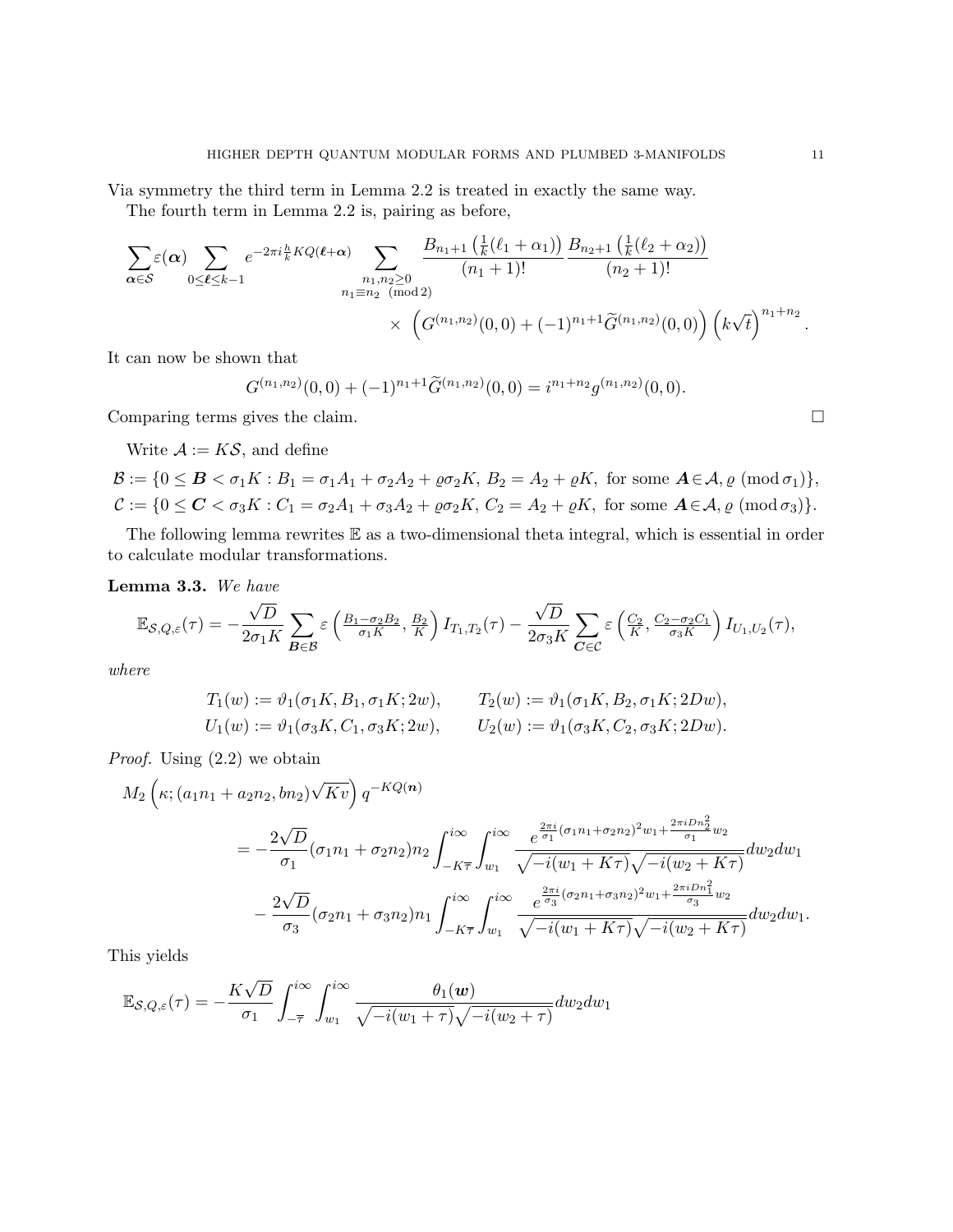Via symmetry the third term in Lemma 2.2 is treated in exactly the same way.

The fourth term in Lemma 2.2 is, pairing as before,

$$\sum_{\boldsymbol{\alpha}\in\mathcal{S}}\varepsilon(\boldsymbol{\alpha})\sum_{0\leq\boldsymbol{\ell}\leq k-1}e^{-2\pi i\frac{h}{k}KQ(\boldsymbol{\ell}+\boldsymbol{\alpha})}\sum_{\substack{n_1,n_2\geq 0\\ n_1\equiv n_2 \pmod 2}}\frac{B_{n_1+1}\left(\frac{1}{k}(\ell_1+\alpha_1)\right)}{(n_1+1)!}\frac{B_{n_2+1}\left(\frac{1}{k}(\ell_2+\alpha_2)\right)}{(n_2+1)!}$$
$$\times\ \left(G^{(n_1,n_2)}(0,0)+(-1)^{n_1+1}\widetilde{G}^{(n_1,n_2)}(0,0)\right)\left(k\sqrt{t}\right)^{n_1+n_2}.$$

It can now be shown that

$$G^{(n_1,n_2)}(0,0)+(-1)^{n_1+1}\widetilde{G}^{(n_1,n_2)}(0,0)=i^{n_1+n_2}g^{(n_1,n_2)}(0,0).$$

Comparing terms gives the claim. $\square$

Write $\mathcal{A}:=K\mathcal{S}$, and define

$$\mathcal{B}:=\{0\leq\boldsymbol{B}<\sigma_1K:B_1=\sigma_1A_1+\sigma_2A_2+\varrho\sigma_2K,\ B_2=A_2+\varrho K,\ \text{for some }\boldsymbol{A}\in\mathcal{A},\varrho\ (\mathrm{mod}\,\sigma_1)\},$$
$$\mathcal{C}:=\{0\leq\boldsymbol{C}<\sigma_3K:C_1=\sigma_2A_1+\sigma_3A_2+\varrho\sigma_2K,\ C_2=A_2+\varrho K,\ \text{for some }\boldsymbol{A}\in\mathcal{A},\varrho\ (\mathrm{mod}\,\sigma_3)\}.$$

The following lemma rewrites $\mathbb{E}$ as a two-dimensional theta integral, which is essential in order to calculate modular transformations.

**Lemma 3.3.** *We have*

$$\mathbb{E}_{\mathcal{S},Q,\varepsilon}(\tau)=-\frac{\sqrt{D}}{2\sigma_1K}\sum_{\boldsymbol{B}\in\mathcal{B}}\varepsilon\left(\tfrac{B_1-\sigma_2B_2}{\sigma_1K},\tfrac{B_2}{K}\right)I_{T_1,T_2}(\tau)-\frac{\sqrt{D}}{2\sigma_3K}\sum_{\boldsymbol{C}\in\mathcal{C}}\varepsilon\left(\tfrac{C_2}{K},\tfrac{C_2-\sigma_2C_1}{\sigma_3K}\right)I_{U_1,U_2}(\tau),$$

*where*

$$T_1(w):=\vartheta_1(\sigma_1K,B_1,\sigma_1K;2w),\qquad T_2(w):=\vartheta_1(\sigma_1K,B_2,\sigma_1K;2Dw),$$
$$U_1(w):=\vartheta_1(\sigma_3K,C_1,\sigma_3K;2w),\qquad U_2(w):=\vartheta_1(\sigma_3K,C_2,\sigma_3K;2Dw).$$

*Proof.* Using (2.2) we obtain

$$M_2\left(\kappa;(a_1n_1+a_2n_2,bn_2)\sqrt{Kv}\right)q^{-KQ(\boldsymbol{n})}$$
$$=-\frac{2\sqrt{D}}{\sigma_1}(\sigma_1n_1+\sigma_2n_2)n_2\int_{-K\overline{\tau}}^{i\infty}\int_{w_1}^{i\infty}\frac{e^{\frac{2\pi i}{\sigma_1}(\sigma_1n_1+\sigma_2n_2)^2w_1+\frac{2\pi iDn_2^2}{\sigma_1}w_2}}{\sqrt{-i(w_1+K\tau)}\sqrt{-i(w_2+K\tau)}}dw_2dw_1$$
$$-\frac{2\sqrt{D}}{\sigma_3}(\sigma_2n_1+\sigma_3n_2)n_1\int_{-K\overline{\tau}}^{i\infty}\int_{w_1}^{i\infty}\frac{e^{\frac{2\pi i}{\sigma_3}(\sigma_2n_1+\sigma_3n_2)^2w_1+\frac{2\pi iDn_1^2}{\sigma_3}w_2}}{\sqrt{-i(w_1+K\tau)}\sqrt{-i(w_2+K\tau)}}dw_2dw_1.$$

This yields

$$\mathbb{E}_{\mathcal{S},Q,\varepsilon}(\tau)=-\frac{K\sqrt{D}}{\sigma_1}\int_{-\overline{\tau}}^{i\infty}\int_{w_1}^{i\infty}\frac{\theta_1(\boldsymbol{w})}{\sqrt{-i(w_1+\tau)}\sqrt{-i(w_2+\tau)}}dw_2dw_1$$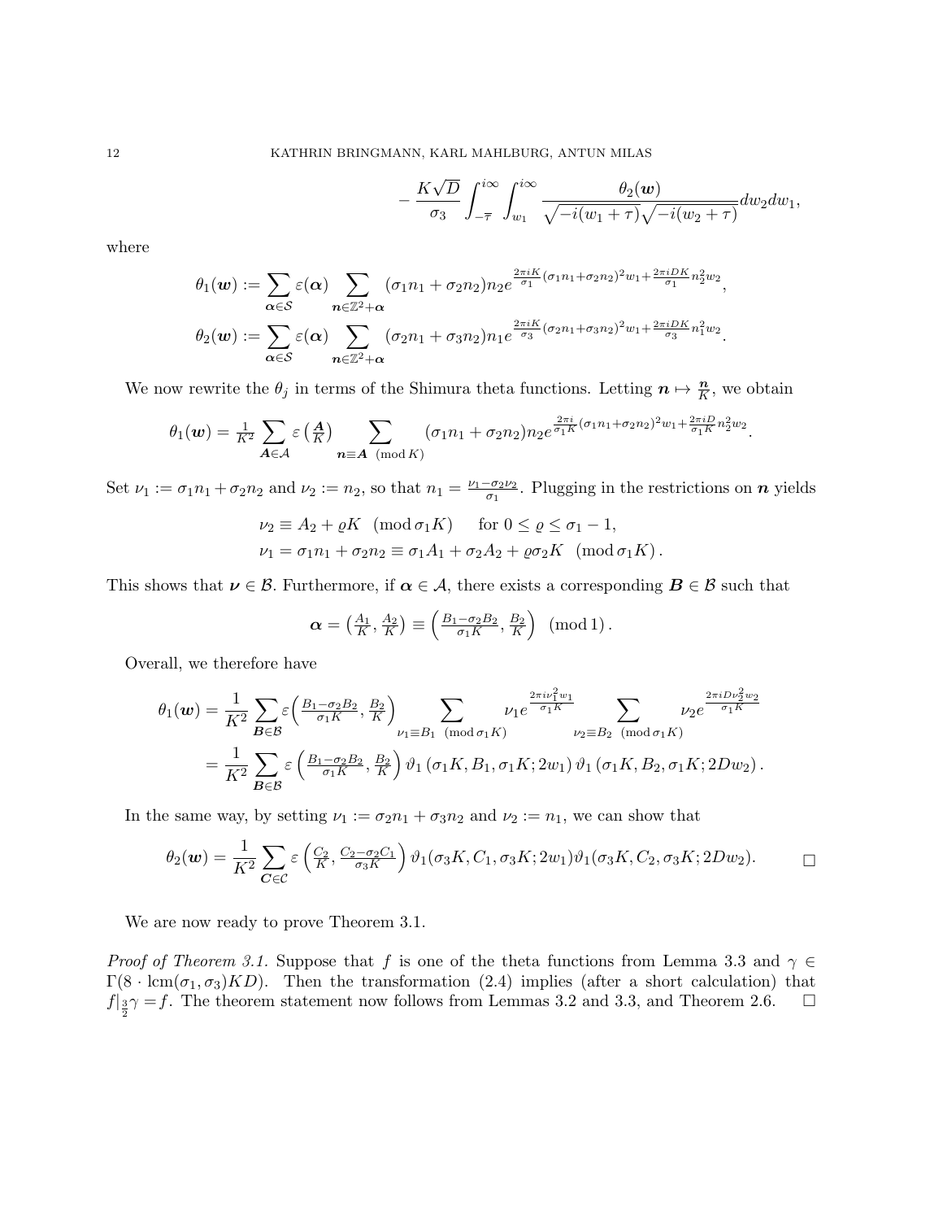$$- \frac{K\sqrt{D}}{\sigma_3} \int_{-\overline{\tau}}^{i\infty} \int_{w_1}^{i\infty} \frac{\theta_2(\boldsymbol{w})}{\sqrt{-i(w_1+\tau)}\sqrt{-i(w_2+\tau)}} dw_2 dw_1,$$

where

$$\theta_1(\boldsymbol{w}) := \sum_{\boldsymbol{\alpha}\in\mathcal{S}} \varepsilon(\boldsymbol{\alpha}) \sum_{\boldsymbol{n}\in\mathbb{Z}^2+\boldsymbol{\alpha}} (\sigma_1 n_1 + \sigma_2 n_2) n_2 e^{\frac{2\pi i K}{\sigma_1}(\sigma_1 n_1+\sigma_2 n_2)^2 w_1 + \frac{2\pi i DK}{\sigma_1} n_2^2 w_2},$$

$$\theta_2(\boldsymbol{w}) := \sum_{\boldsymbol{\alpha}\in\mathcal{S}} \varepsilon(\boldsymbol{\alpha}) \sum_{\boldsymbol{n}\in\mathbb{Z}^2+\boldsymbol{\alpha}} (\sigma_2 n_1 + \sigma_3 n_2) n_1 e^{\frac{2\pi i K}{\sigma_3}(\sigma_2 n_1+\sigma_3 n_2)^2 w_1 + \frac{2\pi i DK}{\sigma_3} n_1^2 w_2}.$$

We now rewrite the $\theta_j$ in terms of the Shimura theta functions. Letting $\boldsymbol{n} \mapsto \frac{\boldsymbol{n}}{K}$, we obtain

$$\theta_1(\boldsymbol{w}) = \tfrac{1}{K^2} \sum_{\boldsymbol{A}\in\mathcal{A}} \varepsilon\left(\tfrac{\boldsymbol{A}}{K}\right) \sum_{\boldsymbol{n}\equiv \boldsymbol{A} \pmod{K}} (\sigma_1 n_1 + \sigma_2 n_2) n_2 e^{\frac{2\pi i}{\sigma_1 K}(\sigma_1 n_1+\sigma_2 n_2)^2 w_1 + \frac{2\pi i D}{\sigma_1 K} n_2^2 w_2}.$$

Set $\nu_1 := \sigma_1 n_1 + \sigma_2 n_2$ and $\nu_2 := n_2$, so that $n_1 = \frac{\nu_1 - \sigma_2\nu_2}{\sigma_1}$. Plugging in the restrictions on $\boldsymbol{n}$ yields

$$\nu_2 \equiv A_2 + \varrho K \pmod{\sigma_1 K} \qquad \text{for } 0 \leq \varrho \leq \sigma_1 - 1,$$
$$\nu_1 = \sigma_1 n_1 + \sigma_2 n_2 \equiv \sigma_1 A_1 + \sigma_2 A_2 + \varrho \sigma_2 K \pmod{\sigma_1 K}.$$

This shows that $\boldsymbol{\nu} \in \mathcal{B}$. Furthermore, if $\boldsymbol{\alpha} \in \mathcal{A}$, there exists a corresponding $\boldsymbol{B} \in \mathcal{B}$ such that

$$\boldsymbol{\alpha} = \left(\tfrac{A_1}{K}, \tfrac{A_2}{K}\right) \equiv \left(\tfrac{B_1 - \sigma_2 B_2}{\sigma_1 K}, \tfrac{B_2}{K}\right) \pmod{1}.$$

Overall, we therefore have

$$\begin{aligned}
\theta_1(\boldsymbol{w}) &= \frac{1}{K^2} \sum_{\boldsymbol{B}\in\mathcal{B}} \varepsilon\Big(\tfrac{B_1-\sigma_2 B_2}{\sigma_1 K}, \tfrac{B_2}{K}\Big) \sum_{\nu_1 \equiv B_1 \pmod{\sigma_1 K}} \nu_1 e^{\frac{2\pi i \nu_1^2 w_1}{\sigma_1 K}} \sum_{\nu_2 \equiv B_2 \pmod{\sigma_1 K}} \nu_2 e^{\frac{2\pi i D \nu_2^2 w_2}{\sigma_1 K}} \\
&= \frac{1}{K^2} \sum_{\boldsymbol{B}\in\mathcal{B}} \varepsilon\left(\tfrac{B_1-\sigma_2 B_2}{\sigma_1 K}, \tfrac{B_2}{K}\right) \vartheta_1\left(\sigma_1 K, B_1, \sigma_1 K; 2w_1\right) \vartheta_1\left(\sigma_1 K, B_2, \sigma_1 K; 2Dw_2\right).
\end{aligned}$$

In the same way, by setting $\nu_1 := \sigma_2 n_1 + \sigma_3 n_2$ and $\nu_2 := n_1$, we can show that

$$\theta_2(\boldsymbol{w}) = \frac{1}{K^2} \sum_{\boldsymbol{C}\in\mathcal{C}} \varepsilon\left(\tfrac{C_2}{K}, \tfrac{C_2 - \sigma_2 C_1}{\sigma_3 K}\right) \vartheta_1(\sigma_3 K, C_1, \sigma_3 K; 2w_1) \vartheta_1(\sigma_3 K, C_2, \sigma_3 K; 2Dw_2). \qquad \square$$

We are now ready to prove Theorem 3.1.

*Proof of Theorem 3.1.* Suppose that $f$ is one of the theta functions from Lemma 3.3 and $\gamma \in \Gamma(8 \cdot \mathrm{lcm}(\sigma_1, \sigma_3)KD)$. Then the transformation (2.4) implies (after a short calculation) that $f|_{\frac{3}{2}}\gamma = f$. The theorem statement now follows from Lemmas 3.2 and 3.3, and Theorem 2.6. $\square$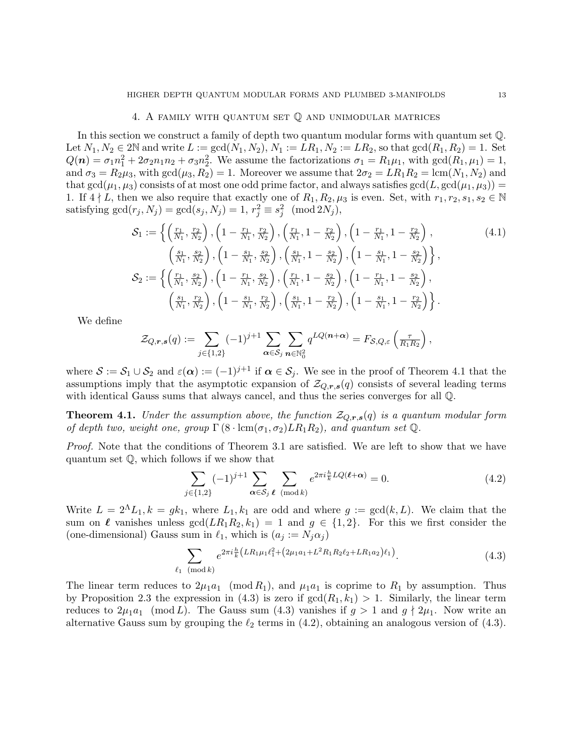## 4. A family with quantum set $\mathbb{Q}$ and unimodular matrices

In this section we construct a family of depth two quantum modular forms with quantum set $\mathbb{Q}$. Let $N_1, N_2 \in 2\mathbb{N}$ and write $L := \gcd(N_1, N_2)$, $N_1 := LR_1$, $N_2 := LR_2$, so that $\gcd(R_1, R_2) = 1$. Set $Q(\boldsymbol{n}) = \sigma_1 n_1^2 + 2\sigma_2 n_1 n_2 + \sigma_3 n_2^2$. We assume the factorizations $\sigma_1 = R_1\mu_1$, with $\gcd(R_1, \mu_1) = 1$, and $\sigma_3 = R_2\mu_3$, with $\gcd(\mu_3, R_2) = 1$. Moreover we assume that $2\sigma_2 = LR_1R_2 = \operatorname{lcm}(N_1, N_2)$ and that $\gcd(\mu_1, \mu_3)$ consists of at most one odd prime factor, and always satisfies $\gcd(L, \gcd(\mu_1, \mu_3)) = 1$. If $4 \nmid L$, then we also require that exactly one of $R_1, R_2, \mu_3$ is even. Set, with $r_1, r_2, s_1, s_2 \in \mathbb{N}$ satisfying $\gcd(r_j, N_j) = \gcd(s_j, N_j) = 1$, $r_j^2 \equiv s_j^2 \pmod{2N_j}$,

$$
\begin{aligned}
\mathcal{S}_1 := \Big\{ &\left(\tfrac{r_1}{N_1}, \tfrac{r_2}{N_2}\right), \left(1 - \tfrac{r_1}{N_1}, \tfrac{r_2}{N_2}\right), \left(\tfrac{r_1}{N_1}, 1 - \tfrac{r_2}{N_2}\right), \left(1 - \tfrac{r_1}{N_1}, 1 - \tfrac{r_2}{N_2}\right), \\
&\left(\tfrac{s_1}{N_1}, \tfrac{s_2}{N_2}\right), \left(1 - \tfrac{s_1}{N_1}, \tfrac{s_2}{N_2}\right), \left(\tfrac{s_1}{N_1}, 1 - \tfrac{s_2}{N_2}\right), \left(1 - \tfrac{s_1}{N_1}, 1 - \tfrac{s_2}{N_2}\right) \Big\}, \\
\mathcal{S}_2 := \Big\{ &\left(\tfrac{r_1}{N_1}, \tfrac{s_2}{N_2}\right), \left(1 - \tfrac{r_1}{N_1}, \tfrac{s_2}{N_2}\right), \left(\tfrac{r_1}{N_1}, 1 - \tfrac{s_2}{N_2}\right), \left(1 - \tfrac{r_1}{N_1}, 1 - \tfrac{s_2}{N_2}\right), \\
&\left(\tfrac{s_1}{N_1}, \tfrac{r_2}{N_2}\right), \left(1 - \tfrac{s_1}{N_1}, \tfrac{r_2}{N_2}\right), \left(\tfrac{s_1}{N_1}, 1 - \tfrac{r_2}{N_2}\right), \left(1 - \tfrac{s_1}{N_1}, 1 - \tfrac{r_2}{N_2}\right) \Big\}.
\end{aligned}
\tag{4.1}
$$

We define

$$
\mathcal{Z}_{Q,\boldsymbol{r},\boldsymbol{s}}(q) := \sum_{j \in \{1,2\}} (-1)^{j+1} \sum_{\boldsymbol{\alpha} \in \mathcal{S}_j} \sum_{\boldsymbol{n} \in \mathbb{N}_0^2} q^{LQ(\boldsymbol{n}+\boldsymbol{\alpha})} = F_{\mathcal{S},Q,\varepsilon}\left(\tfrac{\tau}{R_1R_2}\right),
$$

where $\mathcal{S} := \mathcal{S}_1 \cup \mathcal{S}_2$ and $\varepsilon(\boldsymbol{\alpha}) := (-1)^{j+1}$ if $\boldsymbol{\alpha} \in \mathcal{S}_j$. We see in the proof of Theorem 4.1 that the assumptions imply that the asymptotic expansion of $\mathcal{Z}_{Q,\boldsymbol{r},\boldsymbol{s}}(q)$ consists of several leading terms with identical Gauss sums that always cancel, and thus the series converges for all $\mathbb{Q}$.

**Theorem 4.1.** *Under the assumption above, the function $\mathcal{Z}_{Q,\boldsymbol{r},\boldsymbol{s}}(q)$ is a quantum modular form of depth two, weight one, group $\Gamma\left(8 \cdot \operatorname{lcm}(\sigma_1, \sigma_2) LR_1R_2\right)$, and quantum set $\mathbb{Q}$.*

*Proof.* Note that the conditions of Theorem 3.1 are satisfied. We are left to show that we have quantum set $\mathbb{Q}$, which follows if we show that

$$
\sum_{j \in \{1,2\}} (-1)^{j+1} \sum_{\boldsymbol{\alpha} \in \mathcal{S}_j} \sum_{\boldsymbol{\ell} \pmod{k}} e^{2\pi i \frac{h}{k} LQ(\boldsymbol{\ell}+\boldsymbol{\alpha})} = 0. \tag{4.2}
$$

Write $L = 2^\Lambda L_1$, $k = gk_1$, where $L_1, k_1$ are odd and where $g := \gcd(k, L)$. We claim that the sum on $\boldsymbol{\ell}$ vanishes unless $\gcd(LR_1R_2, k_1) = 1$ and $g \in \{1, 2\}$. For this we first consider the (one-dimensional) Gauss sum in $\ell_1$, which is ($a_j := N_j\alpha_j$)

$$
\sum_{\ell_1 \pmod{k}} e^{2\pi i \frac{h}{k}\left(LR_1\mu_1\ell_1^2 + \left(2\mu_1 a_1 + L^2R_1R_2\ell_2 + LR_1a_2\right)\ell_1\right)}. \tag{4.3}
$$

The linear term reduces to $2\mu_1 a_1 \pmod{R_1}$, and $\mu_1 a_1$ is coprime to $R_1$ by assumption. Thus by Proposition 2.3 the expression in (4.3) is zero if $\gcd(R_1, k_1) > 1$. Similarly, the linear term reduces to $2\mu_1 a_1 \pmod{L}$. The Gauss sum (4.3) vanishes if $g > 1$ and $g \nmid 2\mu_1$. Now write an alternative Gauss sum by grouping the $\ell_2$ terms in (4.2), obtaining an analogous version of (4.3).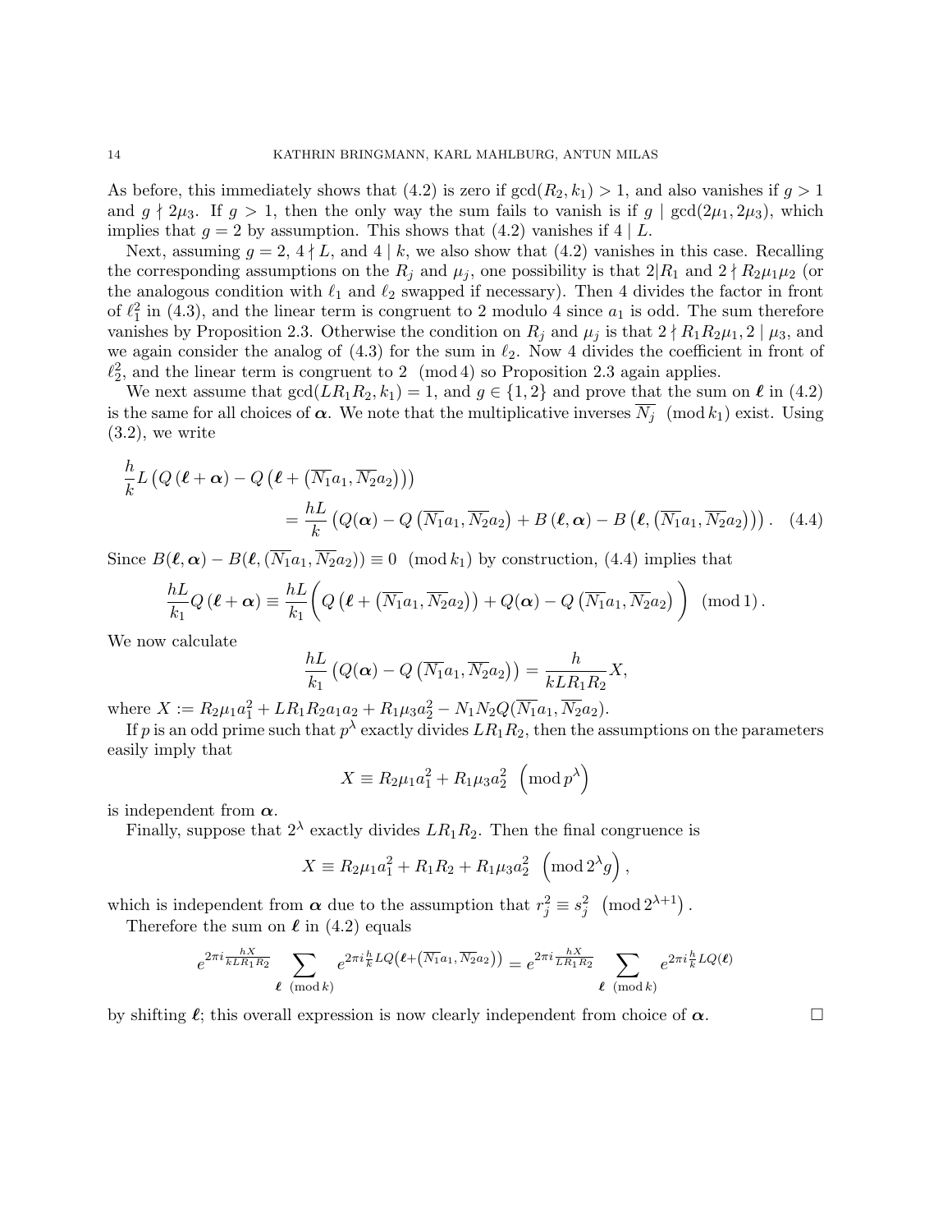As before, this immediately shows that (4.2) is zero if $\gcd(R_2, k_1) > 1$, and also vanishes if $g > 1$ and $g \nmid 2\mu_3$. If $g > 1$, then the only way the sum fails to vanish is if $g \mid \gcd(2\mu_1, 2\mu_3)$, which implies that $g = 2$ by assumption. This shows that (4.2) vanishes if $4 \mid L$.

Next, assuming $g = 2$, $4 \nmid L$, and $4 \mid k$, we also show that (4.2) vanishes in this case. Recalling the corresponding assumptions on the $R_j$ and $\mu_j$, one possibility is that $2|R_1$ and $2 \nmid R_2\mu_1\mu_2$ (or the analogous condition with $\ell_1$ and $\ell_2$ swapped if necessary). Then 4 divides the factor in front of $\ell_1^2$ in (4.3), and the linear term is congruent to 2 modulo 4 since $a_1$ is odd. The sum therefore vanishes by Proposition 2.3. Otherwise the condition on $R_j$ and $\mu_j$ is that $2 \nmid R_1R_2\mu_1, 2 \mid \mu_3$, and we again consider the analog of (4.3) for the sum in $\ell_2$. Now 4 divides the coefficient in front of $\ell_2^2$, and the linear term is congruent to $2 \pmod 4$ so Proposition 2.3 again applies.

We next assume that $\gcd(LR_1R_2, k_1) = 1$, and $g \in \{1, 2\}$ and prove that the sum on $\boldsymbol{\ell}$ in (4.2) is the same for all choices of $\boldsymbol{\alpha}$. We note that the multiplicative inverses $\overline{N_j} \pmod{k_1}$ exist. Using (3.2), we write

$$\frac{h}{k}L\left(Q\left(\boldsymbol{\ell}+\boldsymbol{\alpha}\right)-Q\left(\boldsymbol{\ell}+\left(\overline{N_1}a_1,\overline{N_2}a_2\right)\right)\right) = \frac{hL}{k}\left(Q(\boldsymbol{\alpha})-Q\left(\overline{N_1}a_1,\overline{N_2}a_2\right)+B\left(\boldsymbol{\ell},\boldsymbol{\alpha}\right)-B\left(\boldsymbol{\ell},\left(\overline{N_1}a_1,\overline{N_2}a_2\right)\right)\right). \quad (4.4)$$

Since $B(\boldsymbol{\ell},\boldsymbol{\alpha}) - B(\boldsymbol{\ell},(\overline{N_1}a_1,\overline{N_2}a_2)) \equiv 0 \pmod{k_1}$ by construction, (4.4) implies that

$$\frac{hL}{k_1}Q\left(\boldsymbol{\ell}+\boldsymbol{\alpha}\right) \equiv \frac{hL}{k_1}\bigg(Q\left(\boldsymbol{\ell}+\left(\overline{N_1}a_1,\overline{N_2}a_2\right)\right)+Q(\boldsymbol{\alpha})-Q\left(\overline{N_1}a_1,\overline{N_2}a_2\right)\bigg) \pmod 1.$$

We now calculate

$$\frac{hL}{k_1}\left(Q(\boldsymbol{\alpha})-Q\left(\overline{N_1}a_1,\overline{N_2}a_2\right)\right) = \frac{h}{kLR_1R_2}X,$$

where $X := R_2\mu_1a_1^2 + LR_1R_2a_1a_2 + R_1\mu_3a_2^2 - N_1N_2Q(\overline{N_1}a_1,\overline{N_2}a_2)$.

If $p$ is an odd prime such that $p^\lambda$ exactly divides $LR_1R_2$, then the assumptions on the parameters easily imply that

$$X \equiv R_2\mu_1a_1^2 + R_1\mu_3a_2^2 \pmod{p^\lambda}$$

is independent from $\boldsymbol{\alpha}$.

Finally, suppose that $2^\lambda$ exactly divides $LR_1R_2$. Then the final congruence is

$$X \equiv R_2\mu_1a_1^2 + R_1R_2 + R_1\mu_3a_2^2 \pmod{2^\lambda g},$$

which is independent from $\boldsymbol{\alpha}$ due to the assumption that $r_j^2 \equiv s_j^2 \pmod{2^{\lambda+1}}$.

Therefore the sum on $\boldsymbol{\ell}$ in (4.2) equals

$$e^{2\pi i\frac{hX}{kLR_1R_2}}\sum_{\boldsymbol{\ell} \pmod k} e^{2\pi i\frac{h}{k}LQ\left(\boldsymbol{\ell}+\left(\overline{N_1}a_1,\overline{N_2}a_2\right)\right)} = e^{2\pi i\frac{hX}{LR_1R_2}}\sum_{\boldsymbol{\ell} \pmod k} e^{2\pi i\frac{h}{k}LQ(\boldsymbol{\ell})}$$

by shifting $\boldsymbol{\ell}$; this overall expression is now clearly independent from choice of $\boldsymbol{\alpha}$. $\square$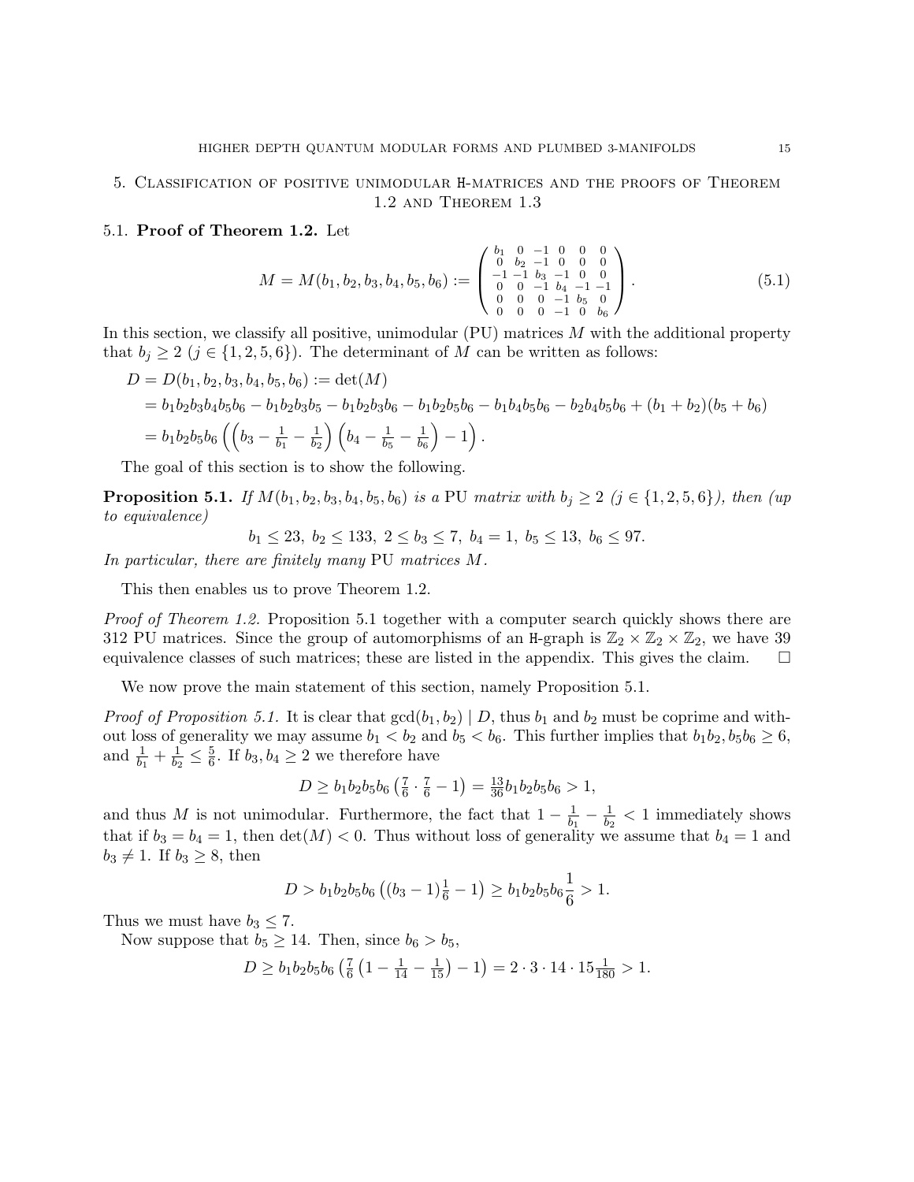## 5. Classification of positive unimodular H-matrices and the proofs of Theorem 1.2 and Theorem 1.3

### 5.1. Proof of Theorem 1.2.

Let

$$M = M(b_1, b_2, b_3, b_4, b_5, b_6) := \begin{pmatrix} b_1 & 0 & -1 & 0 & 0 & 0 \\ 0 & b_2 & -1 & 0 & 0 & 0 \\ -1 & -1 & b_3 & -1 & 0 & 0 \\ 0 & 0 & -1 & b_4 & -1 & -1 \\ 0 & 0 & 0 & -1 & b_5 & 0 \\ 0 & 0 & 0 & -1 & 0 & b_6 \end{pmatrix}. \tag{5.1}$$

In this section, we classify all positive, unimodular (PU) matrices $M$ with the additional property that $b_j \geq 2$ ($j \in \{1, 2, 5, 6\}$). The determinant of $M$ can be written as follows:

$$\begin{aligned} D = D(b_1, b_2, b_3, b_4, b_5, b_6) &:= \det(M) \\ &= b_1b_2b_3b_4b_5b_6 - b_1b_2b_3b_5 - b_1b_2b_3b_6 - b_1b_2b_5b_6 - b_1b_4b_5b_6 - b_2b_4b_5b_6 + (b_1 + b_2)(b_5 + b_6) \\ &= b_1b_2b_5b_6 \left( \left( b_3 - \tfrac{1}{b_1} - \tfrac{1}{b_2} \right) \left( b_4 - \tfrac{1}{b_5} - \tfrac{1}{b_6} \right) - 1 \right). \end{aligned}$$

The goal of this section is to show the following.

**Proposition 5.1.** *If $M(b_1, b_2, b_3, b_4, b_5, b_6)$ is a* PU *matrix with $b_j \geq 2$ ($j \in \{1, 2, 5, 6\}$), then (up to equivalence)*

$$b_1 \leq 23, \ b_2 \leq 133, \ 2 \leq b_3 \leq 7, \ b_4 = 1, \ b_5 \leq 13, \ b_6 \leq 97.$$

*In particular, there are finitely many* PU *matrices $M$.*

This then enables us to prove Theorem 1.2.

*Proof of Theorem 1.2.* Proposition 5.1 together with a computer search quickly shows there are 312 PU matrices. Since the group of automorphisms of an H-graph is $\mathbb{Z}_2 \times \mathbb{Z}_2 \times \mathbb{Z}_2$, we have 39 equivalence classes of such matrices; these are listed in the appendix. This gives the claim. $\square$

We now prove the main statement of this section, namely Proposition 5.1.

*Proof of Proposition 5.1.* It is clear that $\gcd(b_1, b_2) \mid D$, thus $b_1$ and $b_2$ must be coprime and without loss of generality we may assume $b_1 < b_2$ and $b_5 < b_6$. This further implies that $b_1b_2, b_5b_6 \geq 6$, and $\frac{1}{b_1} + \frac{1}{b_2} \leq \frac{5}{6}$. If $b_3, b_4 \geq 2$ we therefore have

$$D \geq b_1b_2b_5b_6 \left( \tfrac{7}{6} \cdot \tfrac{7}{6} - 1 \right) = \tfrac{13}{36} b_1b_2b_5b_6 > 1,$$

and thus $M$ is not unimodular. Furthermore, the fact that $1 - \frac{1}{b_1} - \frac{1}{b_2} < 1$ immediately shows that if $b_3 = b_4 = 1$, then $\det(M) < 0$. Thus without loss of generality we assume that $b_4 = 1$ and $b_3 \neq 1$. If $b_3 \geq 8$, then

$$D > b_1b_2b_5b_6 \left( (b_3 - 1)\tfrac{1}{6} - 1 \right) \geq b_1b_2b_5b_6 \frac{1}{6} > 1.$$

Thus we must have $b_3 \leq 7$.

Now suppose that $b_5 \geq 14$. Then, since $b_6 > b_5$,

$$D \geq b_1b_2b_5b_6 \left( \tfrac{7}{6} \left( 1 - \tfrac{1}{14} - \tfrac{1}{15} \right) - 1 \right) = 2 \cdot 3 \cdot 14 \cdot 15 \tfrac{1}{180} > 1.$$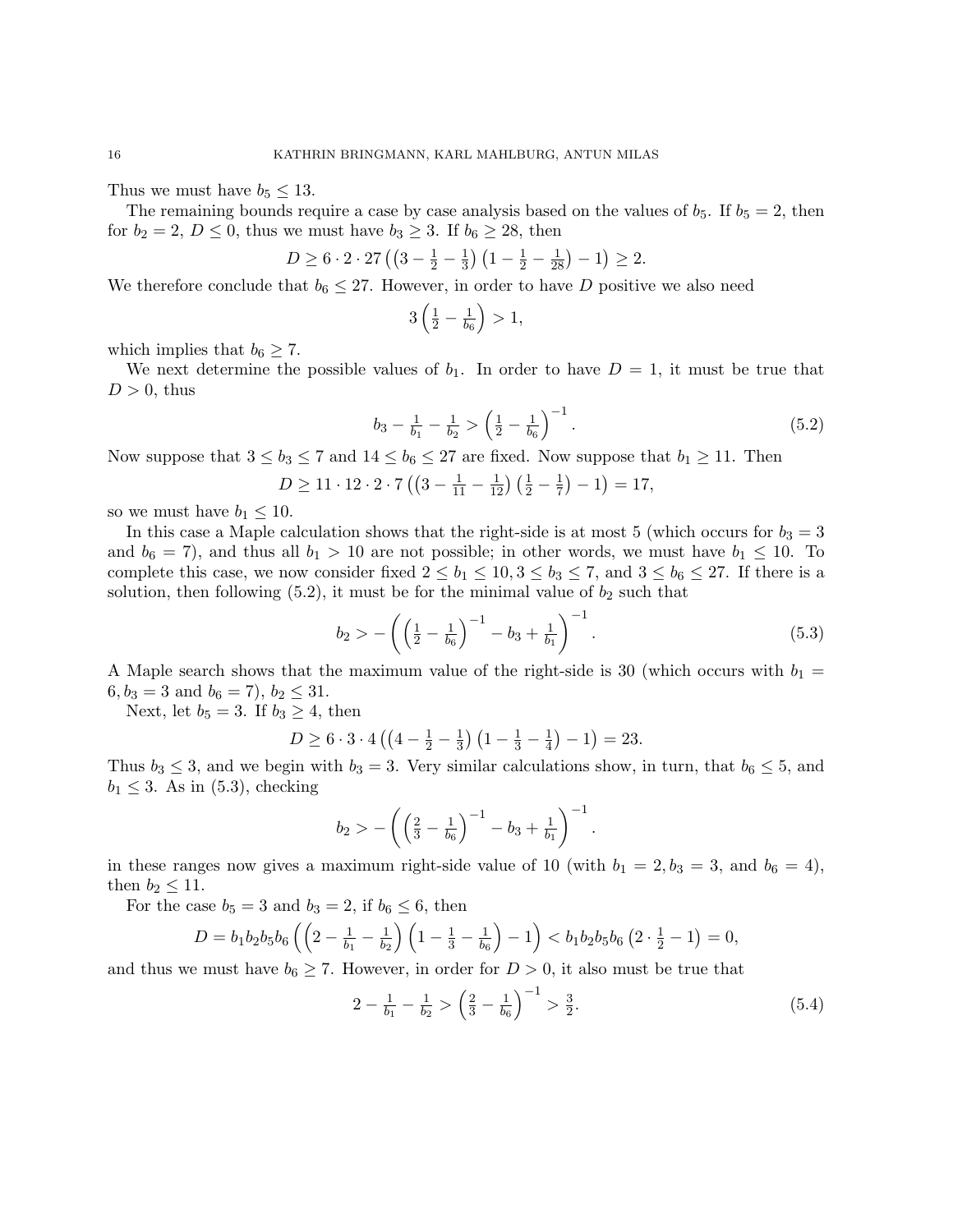Thus we must have $b_5 \leq 13$.

The remaining bounds require a case by case analysis based on the values of $b_5$. If $b_5 = 2$, then for $b_2 = 2$, $D \leq 0$, thus we must have $b_3 \geq 3$. If $b_6 \geq 28$, then

$$D \geq 6 \cdot 2 \cdot 27 \left( \left(3 - \tfrac{1}{2} - \tfrac{1}{3}\right)\left(1 - \tfrac{1}{2} - \tfrac{1}{28}\right) - 1 \right) \geq 2.$$

We therefore conclude that $b_6 \leq 27$. However, in order to have $D$ positive we also need

$$3\left(\tfrac{1}{2} - \tfrac{1}{b_6}\right) > 1,$$

which implies that $b_6 \geq 7$.

We next determine the possible values of $b_1$. In order to have $D = 1$, it must be true that $D > 0$, thus

$$b_3 - \tfrac{1}{b_1} - \tfrac{1}{b_2} > \left(\tfrac{1}{2} - \tfrac{1}{b_6}\right)^{-1}. \tag{5.2}$$

Now suppose that $3 \leq b_3 \leq 7$ and $14 \leq b_6 \leq 27$ are fixed. Now suppose that $b_1 \geq 11$. Then

$$D \geq 11 \cdot 12 \cdot 2 \cdot 7 \left( \left(3 - \tfrac{1}{11} - \tfrac{1}{12}\right)\left(\tfrac{1}{2} - \tfrac{1}{7}\right) - 1 \right) = 17,$$

so we must have $b_1 \leq 10$.

In this case a Maple calculation shows that the right-side is at most 5 (which occurs for $b_3 = 3$ and $b_6 = 7$), and thus all $b_1 > 10$ are not possible; in other words, we must have $b_1 \leq 10$. To complete this case, we now consider fixed $2 \leq b_1 \leq 10, 3 \leq b_3 \leq 7$, and $3 \leq b_6 \leq 27$. If there is a solution, then following (5.2), it must be for the minimal value of $b_2$ such that

$$b_2 > -\left( \left(\tfrac{1}{2} - \tfrac{1}{b_6}\right)^{-1} - b_3 + \tfrac{1}{b_1} \right)^{-1}. \tag{5.3}$$

A Maple search shows that the maximum value of the right-side is 30 (which occurs with $b_1 = 6, b_3 = 3$ and $b_6 = 7$), $b_2 \leq 31$.

Next, let $b_5 = 3$. If $b_3 \geq 4$, then

$$D \geq 6 \cdot 3 \cdot 4 \left( \left(4 - \tfrac{1}{2} - \tfrac{1}{3}\right)\left(1 - \tfrac{1}{3} - \tfrac{1}{4}\right) - 1 \right) = 23.$$

Thus $b_3 \leq 3$, and we begin with $b_3 = 3$. Very similar calculations show, in turn, that $b_6 \leq 5$, and $b_1 \leq 3$. As in (5.3), checking

$$b_2 > -\left( \left(\tfrac{2}{3} - \tfrac{1}{b_6}\right)^{-1} - b_3 + \tfrac{1}{b_1} \right)^{-1}.$$

in these ranges now gives a maximum right-side value of 10 (with $b_1 = 2, b_3 = 3$, and $b_6 = 4$), then $b_2 \leq 11$.

For the case $b_5 = 3$ and $b_3 = 2$, if $b_6 \leq 6$, then

$$D = b_1 b_2 b_5 b_6 \left( \left(2 - \tfrac{1}{b_1} - \tfrac{1}{b_2}\right)\left(1 - \tfrac{1}{3} - \tfrac{1}{b_6}\right) - 1 \right) < b_1 b_2 b_5 b_6 \left(2 \cdot \tfrac{1}{2} - 1\right) = 0,$$

and thus we must have $b_6 \geq 7$. However, in order for $D > 0$, it also must be true that

$$2 - \tfrac{1}{b_1} - \tfrac{1}{b_2} > \left(\tfrac{2}{3} - \tfrac{1}{b_6}\right)^{-1} > \tfrac{3}{2}. \tag{5.4}$$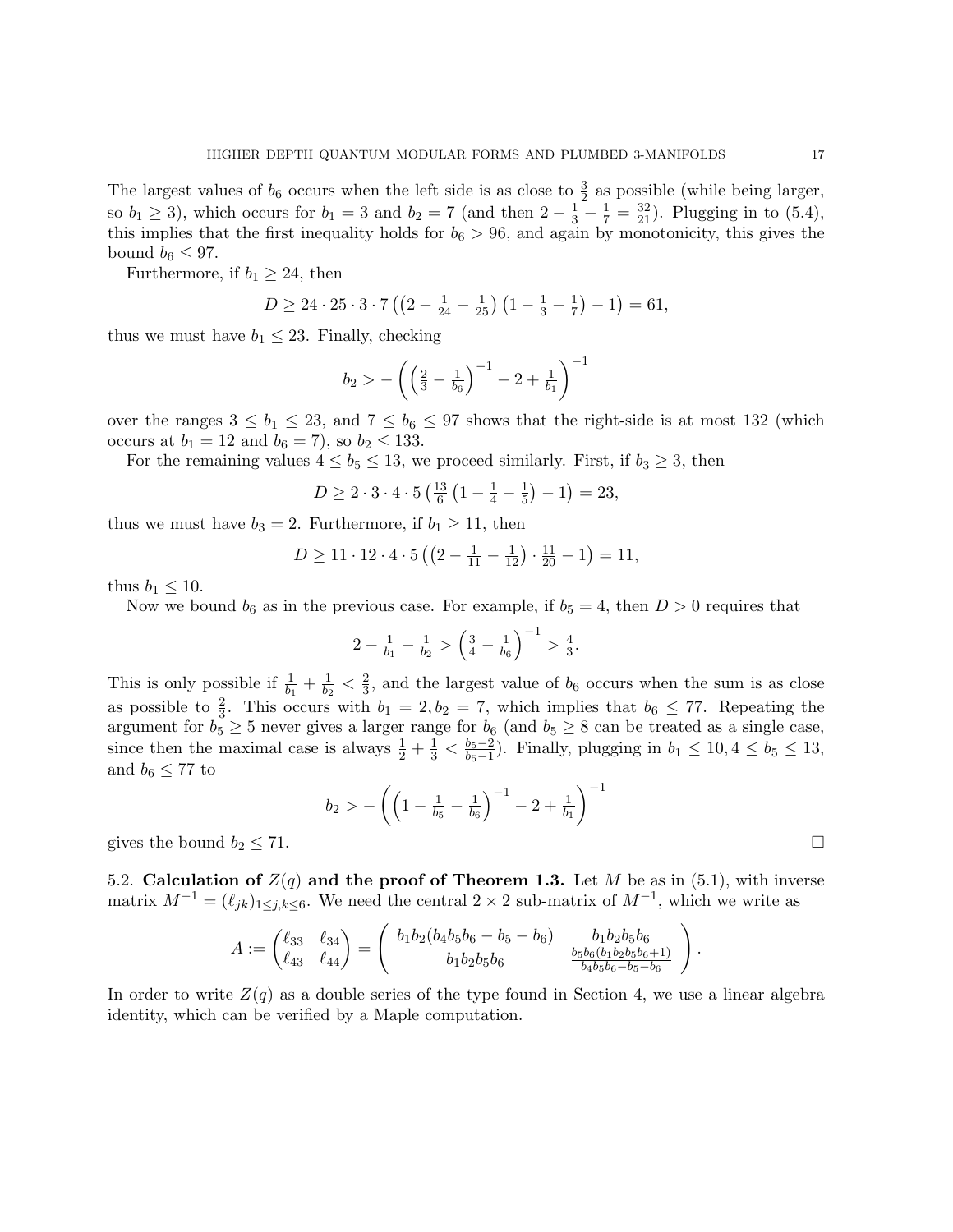The largest values of $b_6$ occurs when the left side is as close to $\frac{3}{2}$ as possible (while being larger, so $b_1 \geq 3$), which occurs for $b_1 = 3$ and $b_2 = 7$ (and then $2 - \frac{1}{3} - \frac{1}{7} = \frac{32}{21}$). Plugging in to (5.4), this implies that the first inequality holds for $b_6 > 96$, and again by monotonicity, this gives the bound $b_6 \leq 97$.

Furthermore, if $b_1 \geq 24$, then

$$D \geq 24 \cdot 25 \cdot 3 \cdot 7 \left( \left(2 - \tfrac{1}{24} - \tfrac{1}{25}\right) \left(1 - \tfrac{1}{3} - \tfrac{1}{7}\right) - 1 \right) = 61,$$

thus we must have $b_1 \leq 23$. Finally, checking

$$b_2 > -\left( \left( \tfrac{2}{3} - \tfrac{1}{b_6} \right)^{-1} - 2 + \tfrac{1}{b_1} \right)^{-1}$$

over the ranges $3 \leq b_1 \leq 23$, and $7 \leq b_6 \leq 97$ shows that the right-side is at most 132 (which occurs at $b_1 = 12$ and $b_6 = 7$), so $b_2 \leq 133$.

For the remaining values $4 \leq b_5 \leq 13$, we proceed similarly. First, if $b_3 \geq 3$, then

$$D \geq 2 \cdot 3 \cdot 4 \cdot 5 \left( \tfrac{13}{6} \left(1 - \tfrac{1}{4} - \tfrac{1}{5}\right) - 1 \right) = 23,$$

thus we must have $b_3 = 2$. Furthermore, if $b_1 \geq 11$, then

$$D \geq 11 \cdot 12 \cdot 4 \cdot 5 \left( \left(2 - \tfrac{1}{11} - \tfrac{1}{12}\right) \cdot \tfrac{11}{20} - 1 \right) = 11,$$

thus $b_1 \leq 10$.

Now we bound $b_6$ as in the previous case. For example, if $b_5 = 4$, then $D > 0$ requires that

$$2 - \tfrac{1}{b_1} - \tfrac{1}{b_2} > \left( \tfrac{3}{4} - \tfrac{1}{b_6} \right)^{-1} > \tfrac{4}{3}.$$

This is only possible if $\frac{1}{b_1} + \frac{1}{b_2} < \frac{2}{3}$, and the largest value of $b_6$ occurs when the sum is as close as possible to $\frac{2}{3}$. This occurs with $b_1 = 2, b_2 = 7$, which implies that $b_6 \leq 77$. Repeating the argument for $b_5 \geq 5$ never gives a larger range for $b_6$ (and $b_5 \geq 8$ can be treated as a single case, since then the maximal case is always $\frac{1}{2} + \frac{1}{3} < \frac{b_5 - 2}{b_5 - 1}$). Finally, plugging in $b_1 \leq 10, 4 \leq b_5 \leq 13$, and $b_6 \leq 77$ to

$$b_2 > -\left( \left( 1 - \tfrac{1}{b_5} - \tfrac{1}{b_6} \right)^{-1} - 2 + \tfrac{1}{b_1} \right)^{-1}$$

gives the bound $b_2 \leq 71$. $\square$

5.2. **Calculation of $Z(q)$ and the proof of Theorem 1.3.** Let $M$ be as in (5.1), with inverse matrix $M^{-1} = (\ell_{jk})_{1 \leq j,k \leq 6}$. We need the central $2 \times 2$ sub-matrix of $M^{-1}$, which we write as

$$A := \begin{pmatrix} \ell_{33} & \ell_{34} \\ \ell_{43} & \ell_{44} \end{pmatrix} = \begin{pmatrix} b_1 b_2 (b_4 b_5 b_6 - b_5 - b_6) & b_1 b_2 b_5 b_6 \\ b_1 b_2 b_5 b_6 & \frac{b_5 b_6 (b_1 b_2 b_5 b_6 + 1)}{b_4 b_5 b_6 - b_5 - b_6} \end{pmatrix}.$$

In order to write $Z(q)$ as a double series of the type found in Section 4, we use a linear algebra identity, which can be verified by a Maple computation.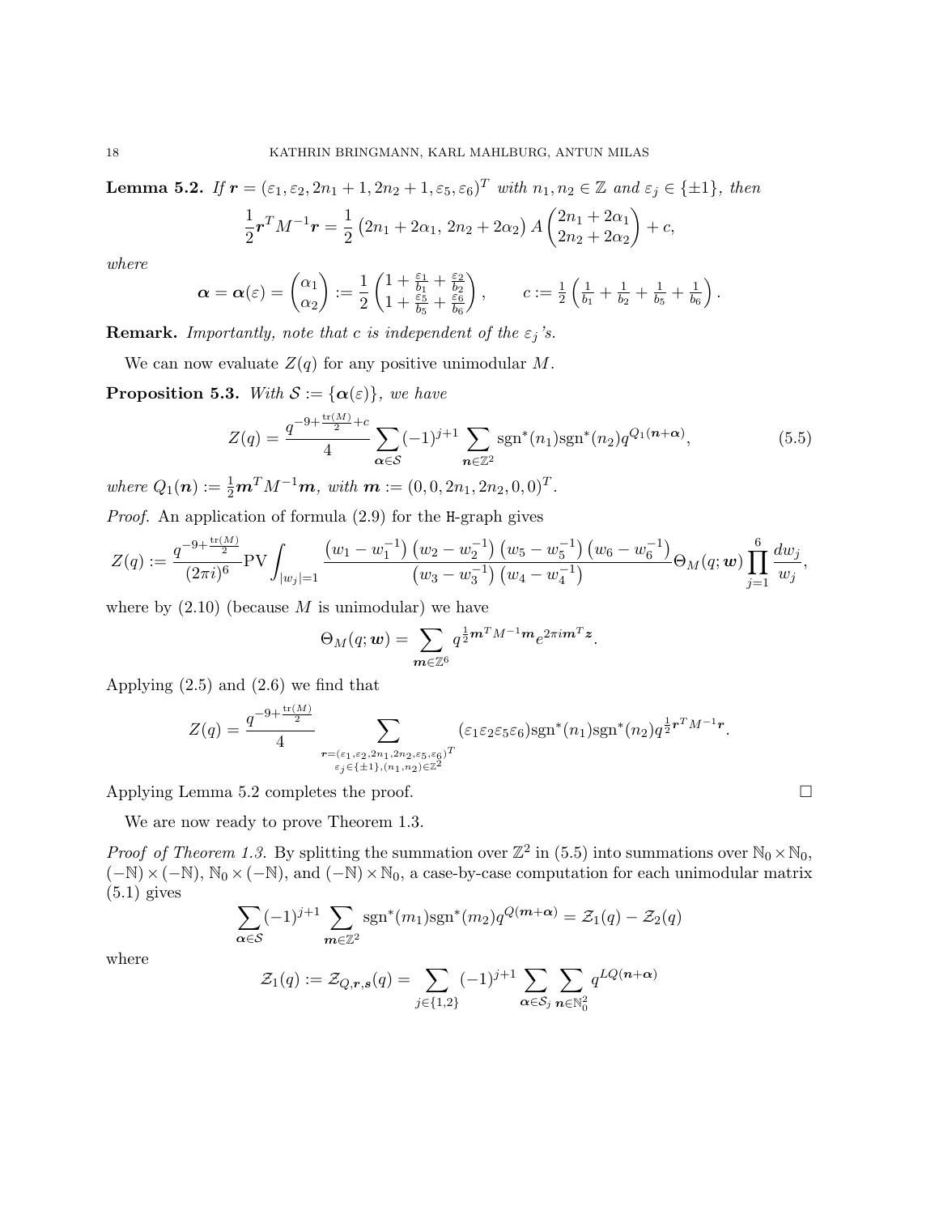**Lemma 5.2.** *If $\boldsymbol{r} = (\varepsilon_1, \varepsilon_2, 2n_1+1, 2n_2+1, \varepsilon_5, \varepsilon_6)^T$ with $n_1, n_2 \in \mathbb{Z}$ and $\varepsilon_j \in \{\pm 1\}$, then*

$$\frac{1}{2}\boldsymbol{r}^T M^{-1}\boldsymbol{r} = \frac{1}{2}\left(2n_1 + 2\alpha_1,\ 2n_2 + 2\alpha_2\right) A \begin{pmatrix} 2n_1 + 2\alpha_1 \\ 2n_2 + 2\alpha_2 \end{pmatrix} + c,$$

*where*

$$\boldsymbol{\alpha} = \boldsymbol{\alpha}(\varepsilon) = \begin{pmatrix} \alpha_1 \\ \alpha_2 \end{pmatrix} := \frac{1}{2}\begin{pmatrix} 1 + \frac{\varepsilon_1}{b_1} + \frac{\varepsilon_2}{b_2} \\ 1 + \frac{\varepsilon_5}{b_5} + \frac{\varepsilon_6}{b_6} \end{pmatrix}, \qquad c := \frac{1}{2}\left(\frac{1}{b_1} + \frac{1}{b_2} + \frac{1}{b_5} + \frac{1}{b_6}\right).$$

**Remark.** *Importantly, note that $c$ is independent of the $\varepsilon_j$'s.*

We can now evaluate $Z(q)$ for any positive unimodular $M$.

**Proposition 5.3.** *With $\mathcal{S} := \{\boldsymbol{\alpha}(\varepsilon)\}$, we have*

$$Z(q) = \frac{q^{-9+\frac{\operatorname{tr}(M)}{2}+c}}{4} \sum_{\boldsymbol{\alpha}\in\mathcal{S}} (-1)^{j+1} \sum_{\boldsymbol{n}\in\mathbb{Z}^2} \operatorname{sgn}^*(n_1)\operatorname{sgn}^*(n_2) q^{Q_1(\boldsymbol{n}+\boldsymbol{\alpha})}, \tag{5.5}$$

*where $Q_1(\boldsymbol{n}) := \frac{1}{2}\boldsymbol{m}^T M^{-1}\boldsymbol{m}$, with $\boldsymbol{m} := (0, 0, 2n_1, 2n_2, 0, 0)^T$.*

*Proof.* An application of formula (2.9) for the H-graph gives

$$Z(q) := \frac{q^{-9+\frac{\operatorname{tr}(M)}{2}}}{(2\pi i)^6} \operatorname{PV}\int_{|w_j|=1} \frac{\left(w_1 - w_1^{-1}\right)\left(w_2 - w_2^{-1}\right)\left(w_5 - w_5^{-1}\right)\left(w_6 - w_6^{-1}\right)}{\left(w_3 - w_3^{-1}\right)\left(w_4 - w_4^{-1}\right)} \Theta_M(q; \boldsymbol{w}) \prod_{j=1}^{6} \frac{dw_j}{w_j},$$

where by (2.10) (because $M$ is unimodular) we have

$$\Theta_M(q; \boldsymbol{w}) = \sum_{\boldsymbol{m}\in\mathbb{Z}^6} q^{\frac{1}{2}\boldsymbol{m}^T M^{-1}\boldsymbol{m}} e^{2\pi i \boldsymbol{m}^T \boldsymbol{z}}.$$

Applying (2.5) and (2.6) we find that

$$Z(q) = \frac{q^{-9+\frac{\operatorname{tr}(M)}{2}}}{4} \sum_{\substack{\boldsymbol{r}=(\varepsilon_1,\varepsilon_2,2n_1,2n_2,\varepsilon_5,\varepsilon_6)^T \\ \varepsilon_j\in\{\pm1\},(n_1,n_2)\in\mathbb{Z}^2}} (\varepsilon_1\varepsilon_2\varepsilon_5\varepsilon_6)\operatorname{sgn}^*(n_1)\operatorname{sgn}^*(n_2) q^{\frac{1}{2}\boldsymbol{r}^T M^{-1}\boldsymbol{r}}.$$

Applying Lemma 5.2 completes the proof. $\square$

We are now ready to prove Theorem 1.3.

*Proof of Theorem 1.3.* By splitting the summation over $\mathbb{Z}^2$ in (5.5) into summations over $\mathbb{N}_0 \times \mathbb{N}_0$, $(-\mathbb{N}) \times (-\mathbb{N})$, $\mathbb{N}_0 \times (-\mathbb{N})$, and $(-\mathbb{N}) \times \mathbb{N}_0$, a case-by-case computation for each unimodular matrix (5.1) gives

$$\sum_{\boldsymbol{\alpha}\in\mathcal{S}} (-1)^{j+1} \sum_{\boldsymbol{m}\in\mathbb{Z}^2} \operatorname{sgn}^*(m_1)\operatorname{sgn}^*(m_2) q^{Q(\boldsymbol{m}+\boldsymbol{\alpha})} = \mathcal{Z}_1(q) - \mathcal{Z}_2(q)$$

where

$$\mathcal{Z}_1(q) := \mathcal{Z}_{Q,\boldsymbol{r},\boldsymbol{s}}(q) = \sum_{j\in\{1,2\}} (-1)^{j+1} \sum_{\boldsymbol{\alpha}\in\mathcal{S}_j} \sum_{\boldsymbol{n}\in\mathbb{N}_0^2} q^{LQ(\boldsymbol{n}+\boldsymbol{\alpha})}$$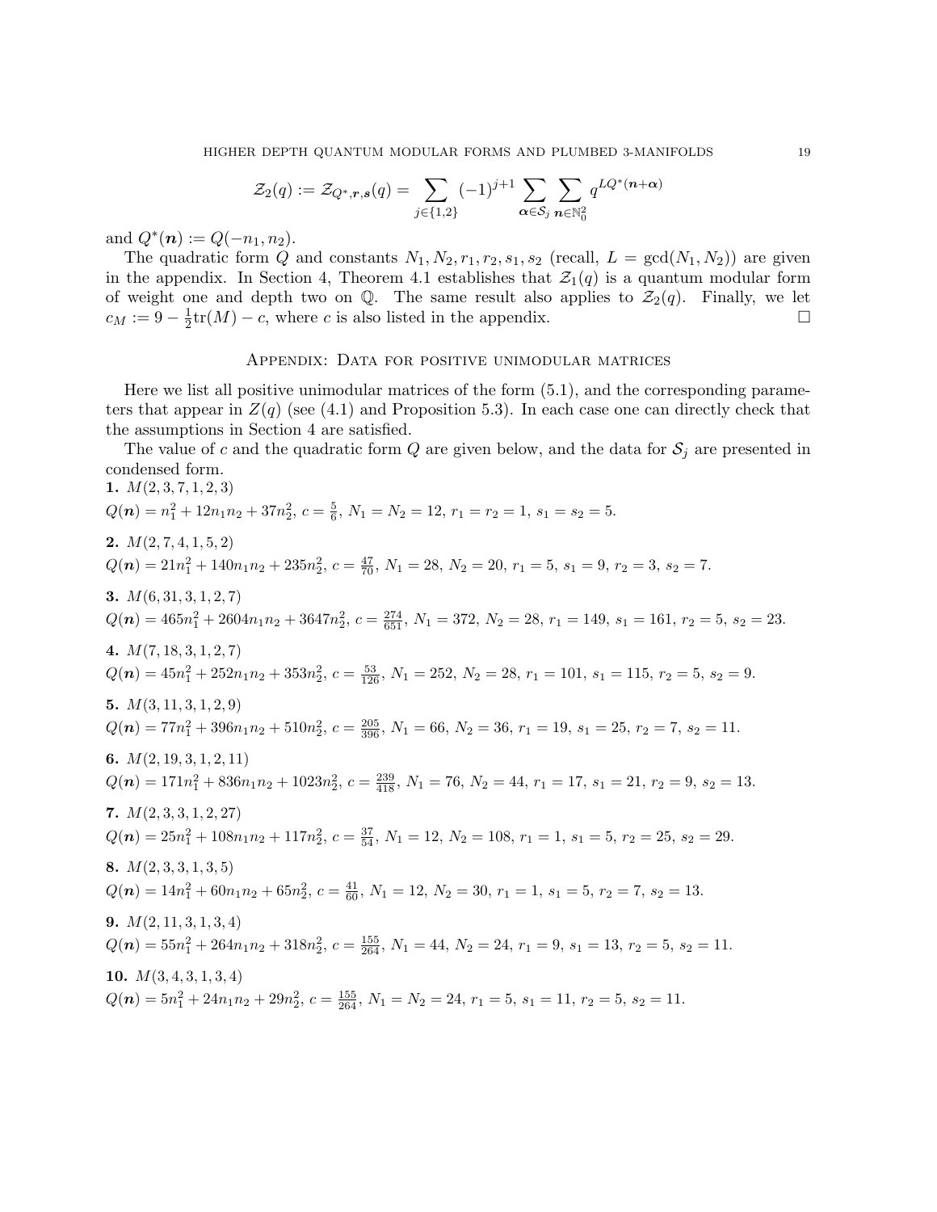$$\mathcal{Z}_2(q) := \mathcal{Z}_{Q^*,\boldsymbol{r},\boldsymbol{s}}(q) = \sum_{j\in\{1,2\}} (-1)^{j+1} \sum_{\boldsymbol{\alpha}\in\mathcal{S}_j} \sum_{\boldsymbol{n}\in\mathbb{N}_0^2} q^{LQ^*(\boldsymbol{n}+\boldsymbol{\alpha})}$$

and $Q^*(\boldsymbol{n}) := Q(-n_1, n_2)$.

The quadratic form $Q$ and constants $N_1, N_2, r_1, r_2, s_1, s_2$ (recall, $L = \gcd(N_1, N_2)$) are given in the appendix. In Section 4, Theorem 4.1 establishes that $\mathcal{Z}_1(q)$ is a quantum modular form of weight one and depth two on $\mathbb{Q}$. The same result also applies to $\mathcal{Z}_2(q)$. Finally, we let $c_M := 9 - \frac{1}{2}\mathrm{tr}(M) - c$, where $c$ is also listed in the appendix. $\square$

## Appendix: Data for positive unimodular matrices

Here we list all positive unimodular matrices of the form (5.1), and the corresponding parameters that appear in $Z(q)$ (see (4.1) and Proposition 5.3). In each case one can directly check that the assumptions in Section 4 are satisfied.

The value of $c$ and the quadratic form $Q$ are given below, and the data for $\mathcal{S}_j$ are presented in condensed form.

**1.** $M(2,3,7,1,2,3)$
$Q(\boldsymbol{n}) = n_1^2 + 12n_1n_2 + 37n_2^2$, $c = \frac{5}{6}$, $N_1 = N_2 = 12$, $r_1 = r_2 = 1$, $s_1 = s_2 = 5$.

**2.** $M(2,7,4,1,5,2)$
$Q(\boldsymbol{n}) = 21n_1^2 + 140n_1n_2 + 235n_2^2$, $c = \frac{47}{70}$, $N_1 = 28$, $N_2 = 20$, $r_1 = 5$, $s_1 = 9$, $r_2 = 3$, $s_2 = 7$.

**3.** $M(6,31,3,1,2,7)$
$Q(\boldsymbol{n}) = 465n_1^2 + 2604n_1n_2 + 3647n_2^2$, $c = \frac{274}{651}$, $N_1 = 372$, $N_2 = 28$, $r_1 = 149$, $s_1 = 161$, $r_2 = 5$, $s_2 = 23$.

**4.** $M(7,18,3,1,2,7)$
$Q(\boldsymbol{n}) = 45n_1^2 + 252n_1n_2 + 353n_2^2$, $c = \frac{53}{126}$, $N_1 = 252$, $N_2 = 28$, $r_1 = 101$, $s_1 = 115$, $r_2 = 5$, $s_2 = 9$.

**5.** $M(3,11,3,1,2,9)$
$Q(\boldsymbol{n}) = 77n_1^2 + 396n_1n_2 + 510n_2^2$, $c = \frac{205}{396}$, $N_1 = 66$, $N_2 = 36$, $r_1 = 19$, $s_1 = 25$, $r_2 = 7$, $s_2 = 11$.

**6.** $M(2,19,3,1,2,11)$
$Q(\boldsymbol{n}) = 171n_1^2 + 836n_1n_2 + 1023n_2^2$, $c = \frac{239}{418}$, $N_1 = 76$, $N_2 = 44$, $r_1 = 17$, $s_1 = 21$, $r_2 = 9$, $s_2 = 13$.

**7.** $M(2,3,3,1,2,27)$
$Q(\boldsymbol{n}) = 25n_1^2 + 108n_1n_2 + 117n_2^2$, $c = \frac{37}{54}$, $N_1 = 12$, $N_2 = 108$, $r_1 = 1$, $s_1 = 5$, $r_2 = 25$, $s_2 = 29$.

**8.** $M(2,3,3,1,3,5)$
$Q(\boldsymbol{n}) = 14n_1^2 + 60n_1n_2 + 65n_2^2$, $c = \frac{41}{60}$, $N_1 = 12$, $N_2 = 30$, $r_1 = 1$, $s_1 = 5$, $r_2 = 7$, $s_2 = 13$.

**9.** $M(2,11,3,1,3,4)$
$Q(\boldsymbol{n}) = 55n_1^2 + 264n_1n_2 + 318n_2^2$, $c = \frac{155}{264}$, $N_1 = 44$, $N_2 = 24$, $r_1 = 9$, $s_1 = 13$, $r_2 = 5$, $s_2 = 11$.

**10.** $M(3,4,3,1,3,4)$
$Q(\boldsymbol{n}) = 5n_1^2 + 24n_1n_2 + 29n_2^2$, $c = \frac{155}{264}$, $N_1 = N_2 = 24$, $r_1 = 5$, $s_1 = 11$, $r_2 = 5$, $s_2 = 11$.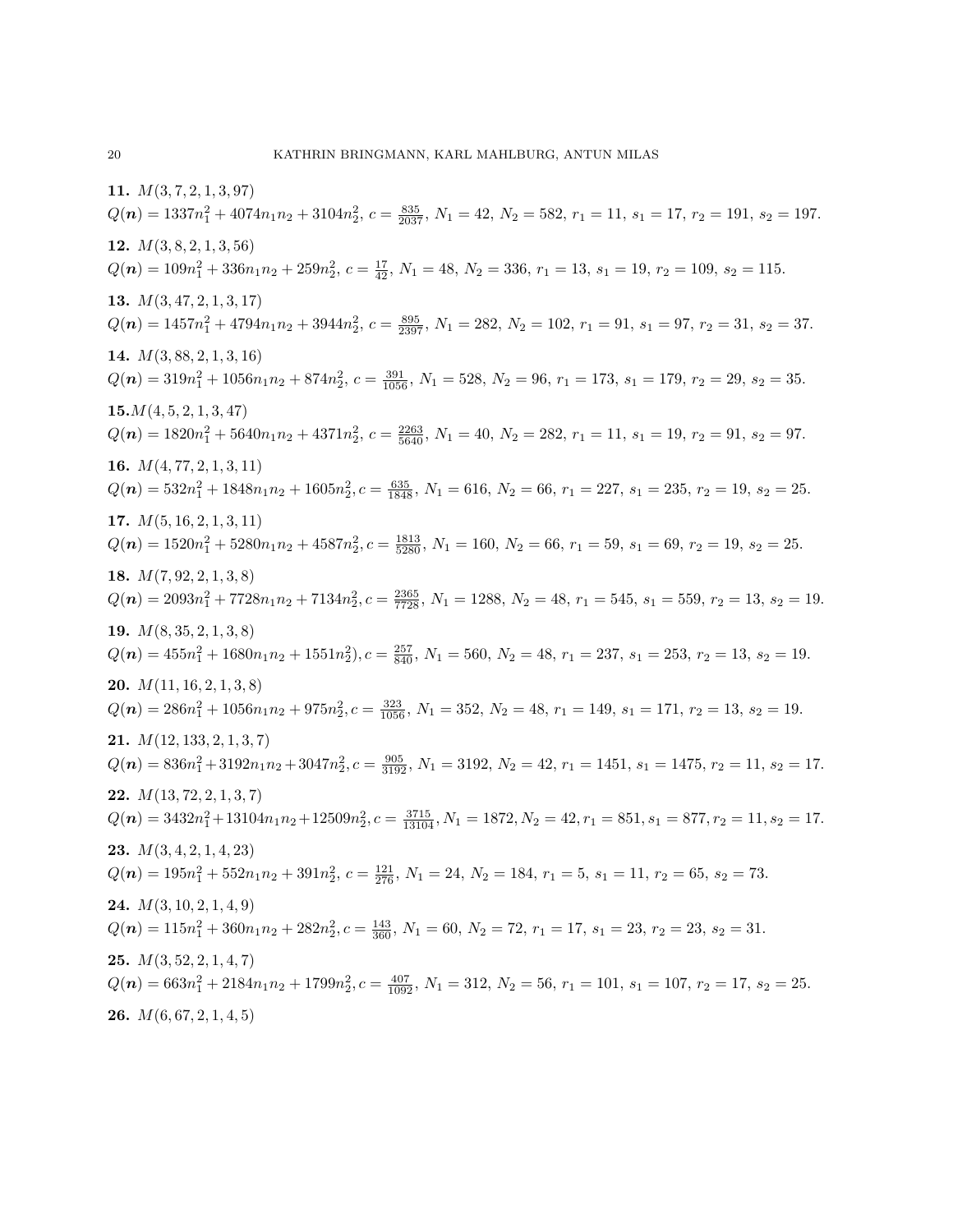**11.** $M(3,7,2,1,3,97)$
$Q(\boldsymbol{n}) = 1337n_1^2 + 4074n_1n_2 + 3104n_2^2$, $c = \frac{835}{2037}$, $N_1 = 42$, $N_2 = 582$, $r_1 = 11$, $s_1 = 17$, $r_2 = 191$, $s_2 = 197$.

**12.** $M(3,8,2,1,3,56)$
$Q(\boldsymbol{n}) = 109n_1^2 + 336n_1n_2 + 259n_2^2$, $c = \frac{17}{42}$, $N_1 = 48$, $N_2 = 336$, $r_1 = 13$, $s_1 = 19$, $r_2 = 109$, $s_2 = 115$.

**13.** $M(3,47,2,1,3,17)$
$Q(\boldsymbol{n}) = 1457n_1^2 + 4794n_1n_2 + 3944n_2^2$, $c = \frac{895}{2397}$, $N_1 = 282$, $N_2 = 102$, $r_1 = 91$, $s_1 = 97$, $r_2 = 31$, $s_2 = 37$.

**14.** $M(3,88,2,1,3,16)$
$Q(\boldsymbol{n}) = 319n_1^2 + 1056n_1n_2 + 874n_2^2$, $c = \frac{391}{1056}$, $N_1 = 528$, $N_2 = 96$, $r_1 = 173$, $s_1 = 179$, $r_2 = 29$, $s_2 = 35$.

**15.** $M(4,5,2,1,3,47)$
$Q(\boldsymbol{n}) = 1820n_1^2 + 5640n_1n_2 + 4371n_2^2$, $c = \frac{2263}{5640}$, $N_1 = 40$, $N_2 = 282$, $r_1 = 11$, $s_1 = 19$, $r_2 = 91$, $s_2 = 97$.

**16.** $M(4,77,2,1,3,11)$
$Q(\boldsymbol{n}) = 532n_1^2 + 1848n_1n_2 + 1605n_2^2$, $c = \frac{635}{1848}$, $N_1 = 616$, $N_2 = 66$, $r_1 = 227$, $s_1 = 235$, $r_2 = 19$, $s_2 = 25$.

**17.** $M(5,16,2,1,3,11)$
$Q(\boldsymbol{n}) = 1520n_1^2 + 5280n_1n_2 + 4587n_2^2$, $c = \frac{1813}{5280}$, $N_1 = 160$, $N_2 = 66$, $r_1 = 59$, $s_1 = 69$, $r_2 = 19$, $s_2 = 25$.

**18.** $M(7,92,2,1,3,8)$
$Q(\boldsymbol{n}) = 2093n_1^2 + 7728n_1n_2 + 7134n_2^2$, $c = \frac{2365}{7728}$, $N_1 = 1288$, $N_2 = 48$, $r_1 = 545$, $s_1 = 559$, $r_2 = 13$, $s_2 = 19$.

**19.** $M(8,35,2,1,3,8)$
$Q(\boldsymbol{n}) = 455n_1^2 + 1680n_1n_2 + 1551n_2^2)$, $c = \frac{257}{840}$, $N_1 = 560$, $N_2 = 48$, $r_1 = 237$, $s_1 = 253$, $r_2 = 13$, $s_2 = 19$.

**20.** $M(11,16,2,1,3,8)$
$Q(\boldsymbol{n}) = 286n_1^2 + 1056n_1n_2 + 975n_2^2$, $c = \frac{323}{1056}$, $N_1 = 352$, $N_2 = 48$, $r_1 = 149$, $s_1 = 171$, $r_2 = 13$, $s_2 = 19$.

**21.** $M(12,133,2,1,3,7)$
$Q(\boldsymbol{n}) = 836n_1^2 + 3192n_1n_2 + 3047n_2^2$, $c = \frac{905}{3192}$, $N_1 = 3192$, $N_2 = 42$, $r_1 = 1451$, $s_1 = 1475$, $r_2 = 11$, $s_2 = 17$.

**22.** $M(13,72,2,1,3,7)$
$Q(\boldsymbol{n}) = 3432n_1^2 + 13104n_1n_2 + 12509n_2^2$, $c = \frac{3715}{13104}$, $N_1 = 1872$, $N_2 = 42$, $r_1 = 851$, $s_1 = 877$, $r_2 = 11$, $s_2 = 17$.

**23.** $M(3,4,2,1,4,23)$
$Q(\boldsymbol{n}) = 195n_1^2 + 552n_1n_2 + 391n_2^2$, $c = \frac{121}{276}$, $N_1 = 24$, $N_2 = 184$, $r_1 = 5$, $s_1 = 11$, $r_2 = 65$, $s_2 = 73$.

**24.** $M(3,10,2,1,4,9)$
$Q(\boldsymbol{n}) = 115n_1^2 + 360n_1n_2 + 282n_2^2$, $c = \frac{143}{360}$, $N_1 = 60$, $N_2 = 72$, $r_1 = 17$, $s_1 = 23$, $r_2 = 23$, $s_2 = 31$.

**25.** $M(3,52,2,1,4,7)$
$Q(\boldsymbol{n}) = 663n_1^2 + 2184n_1n_2 + 1799n_2^2$, $c = \frac{407}{1092}$, $N_1 = 312$, $N_2 = 56$, $r_1 = 101$, $s_1 = 107$, $r_2 = 17$, $s_2 = 25$.

**26.** $M(6,67,2,1,4,5)$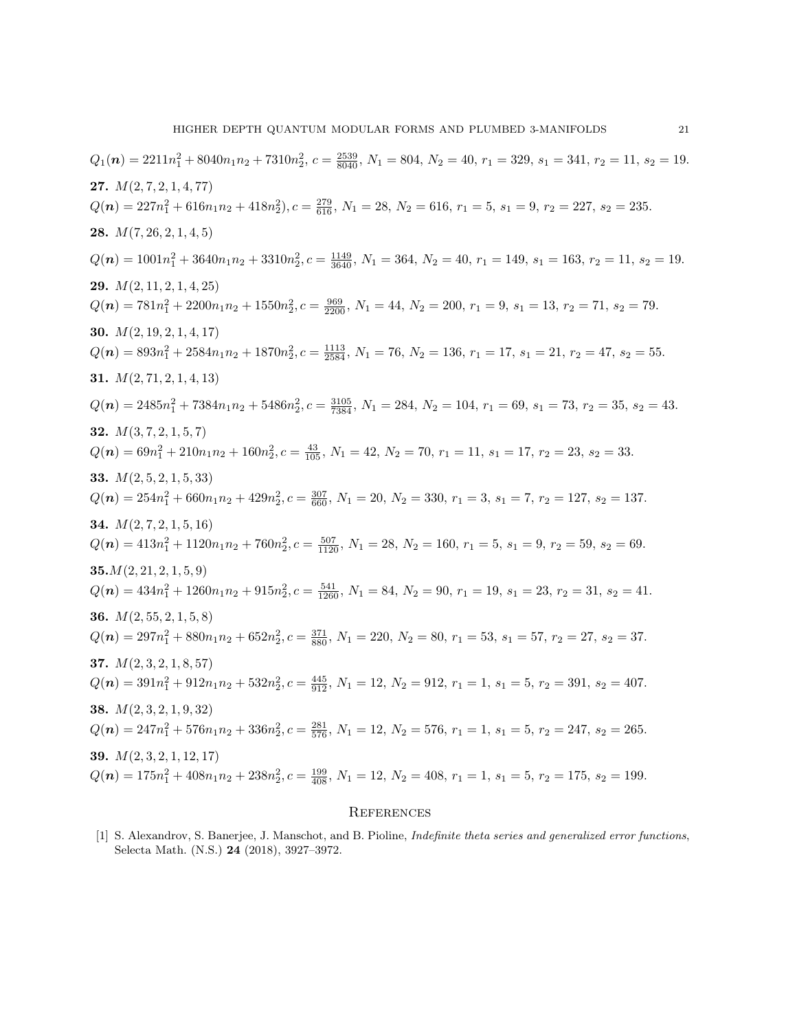$Q_1(\boldsymbol{n}) = 2211n_1^2 + 8040n_1n_2 + 7310n_2^2$, $c = \frac{2539}{8040}$, $N_1 = 804$, $N_2 = 40$, $r_1 = 329$, $s_1 = 341$, $r_2 = 11$, $s_2 = 19$.

**27.** $M(2, 7, 2, 1, 4, 77)$
$Q(\boldsymbol{n}) = 227n_1^2 + 616n_1n_2 + 418n_2^2)$, $c = \frac{279}{616}$, $N_1 = 28$, $N_2 = 616$, $r_1 = 5$, $s_1 = 9$, $r_2 = 227$, $s_2 = 235$.

**28.** $M(7, 26, 2, 1, 4, 5)$

$Q(\boldsymbol{n}) = 1001n_1^2 + 3640n_1n_2 + 3310n_2^2$, $c = \frac{1149}{3640}$, $N_1 = 364$, $N_2 = 40$, $r_1 = 149$, $s_1 = 163$, $r_2 = 11$, $s_2 = 19$.

**29.** $M(2, 11, 2, 1, 4, 25)$
$Q(\boldsymbol{n}) = 781n_1^2 + 2200n_1n_2 + 1550n_2^2$, $c = \frac{969}{2200}$, $N_1 = 44$, $N_2 = 200$, $r_1 = 9$, $s_1 = 13$, $r_2 = 71$, $s_2 = 79$.

**30.** $M(2, 19, 2, 1, 4, 17)$
$Q(\boldsymbol{n}) = 893n_1^2 + 2584n_1n_2 + 1870n_2^2$, $c = \frac{1113}{2584}$, $N_1 = 76$, $N_2 = 136$, $r_1 = 17$, $s_1 = 21$, $r_2 = 47$, $s_2 = 55$.

**31.** $M(2, 71, 2, 1, 4, 13)$

$Q(\boldsymbol{n}) = 2485n_1^2 + 7384n_1n_2 + 5486n_2^2$, $c = \frac{3105}{7384}$, $N_1 = 284$, $N_2 = 104$, $r_1 = 69$, $s_1 = 73$, $r_2 = 35$, $s_2 = 43$.

**32.** $M(3, 7, 2, 1, 5, 7)$
$Q(\boldsymbol{n}) = 69n_1^2 + 210n_1n_2 + 160n_2^2$, $c = \frac{43}{105}$, $N_1 = 42$, $N_2 = 70$, $r_1 = 11$, $s_1 = 17$, $r_2 = 23$, $s_2 = 33$.

**33.** $M(2, 5, 2, 1, 5, 33)$
$Q(\boldsymbol{n}) = 254n_1^2 + 660n_1n_2 + 429n_2^2$, $c = \frac{307}{660}$, $N_1 = 20$, $N_2 = 330$, $r_1 = 3$, $s_1 = 7$, $r_2 = 127$, $s_2 = 137$.

**34.** $M(2, 7, 2, 1, 5, 16)$
$Q(\boldsymbol{n}) = 413n_1^2 + 1120n_1n_2 + 760n_2^2$, $c = \frac{507}{1120}$, $N_1 = 28$, $N_2 = 160$, $r_1 = 5$, $s_1 = 9$, $r_2 = 59$, $s_2 = 69$.

**35.** $M(2, 21, 2, 1, 5, 9)$
$Q(\boldsymbol{n}) = 434n_1^2 + 1260n_1n_2 + 915n_2^2$, $c = \frac{541}{1260}$, $N_1 = 84$, $N_2 = 90$, $r_1 = 19$, $s_1 = 23$, $r_2 = 31$, $s_2 = 41$.

**36.** $M(2, 55, 2, 1, 5, 8)$
$Q(\boldsymbol{n}) = 297n_1^2 + 880n_1n_2 + 652n_2^2$, $c = \frac{371}{880}$, $N_1 = 220$, $N_2 = 80$, $r_1 = 53$, $s_1 = 57$, $r_2 = 27$, $s_2 = 37$.

**37.** $M(2, 3, 2, 1, 8, 57)$
$Q(\boldsymbol{n}) = 391n_1^2 + 912n_1n_2 + 532n_2^2$, $c = \frac{445}{912}$, $N_1 = 12$, $N_2 = 912$, $r_1 = 1$, $s_1 = 5$, $r_2 = 391$, $s_2 = 407$.

**38.** $M(2, 3, 2, 1, 9, 32)$
$Q(\boldsymbol{n}) = 247n_1^2 + 576n_1n_2 + 336n_2^2$, $c = \frac{281}{576}$, $N_1 = 12$, $N_2 = 576$, $r_1 = 1$, $s_1 = 5$, $r_2 = 247$, $s_2 = 265$.

**39.** $M(2, 3, 2, 1, 12, 17)$
$Q(\boldsymbol{n}) = 175n_1^2 + 408n_1n_2 + 238n_2^2$, $c = \frac{199}{408}$, $N_1 = 12$, $N_2 = 408$, $r_1 = 1$, $s_1 = 5$, $r_2 = 175$, $s_2 = 199$.

## References

[1] S. Alexandrov, S. Banerjee, J. Manschot, and B. Pioline, *Indefinite theta series and generalized error functions*, Selecta Math. (N.S.) **24** (2018), 3927–3972.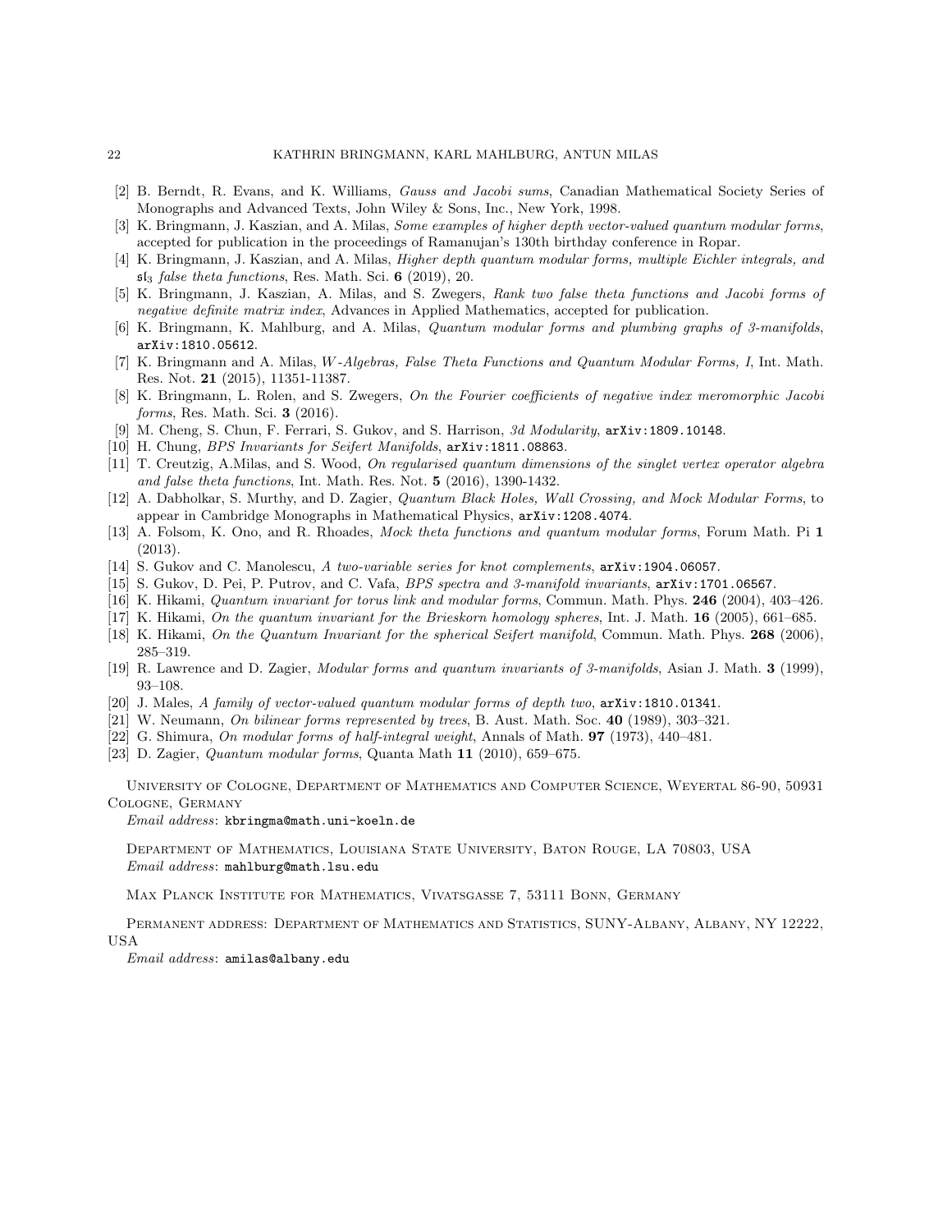[2] B. Berndt, R. Evans, and K. Williams, *Gauss and Jacobi sums*, Canadian Mathematical Society Series of Monographs and Advanced Texts, John Wiley & Sons, Inc., New York, 1998.

[3] K. Bringmann, J. Kaszian, and A. Milas, *Some examples of higher depth vector-valued quantum modular forms*, accepted for publication in the proceedings of Ramanujan's 130th birthday conference in Ropar.

[4] K. Bringmann, J. Kaszian, and A. Milas, *Higher depth quantum modular forms, multiple Eichler integrals, and $\mathfrak{sl}_3$ false theta functions*, Res. Math. Sci. **6** (2019), 20.

[5] K. Bringmann, J. Kaszian, A. Milas, and S. Zwegers, *Rank two false theta functions and Jacobi forms of negative definite matrix index*, Advances in Applied Mathematics, accepted for publication.

[6] K. Bringmann, K. Mahlburg, and A. Milas, *Quantum modular forms and plumbing graphs of 3-manifolds*, arXiv:1810.05612.

[7] K. Bringmann and A. Milas, *W-Algebras, False Theta Functions and Quantum Modular Forms, I*, Int. Math. Res. Not. **21** (2015), 11351-11387.

[8] K. Bringmann, L. Rolen, and S. Zwegers, *On the Fourier coefficients of negative index meromorphic Jacobi forms*, Res. Math. Sci. **3** (2016).

[9] M. Cheng, S. Chun, F. Ferrari, S. Gukov, and S. Harrison, *3d Modularity*, arXiv:1809.10148.

[10] H. Chung, *BPS Invariants for Seifert Manifolds*, arXiv:1811.08863.

[11] T. Creutzig, A.Milas, and S. Wood, *On regularised quantum dimensions of the singlet vertex operator algebra and false theta functions*, Int. Math. Res. Not. **5** (2016), 1390-1432.

[12] A. Dabholkar, S. Murthy, and D. Zagier, *Quantum Black Holes, Wall Crossing, and Mock Modular Forms*, to appear in Cambridge Monographs in Mathematical Physics, arXiv:1208.4074.

[13] A. Folsom, K. Ono, and R. Rhoades, *Mock theta functions and quantum modular forms*, Forum Math. Pi **1** (2013).

[14] S. Gukov and C. Manolescu, *A two-variable series for knot complements*, arXiv:1904.06057.

[15] S. Gukov, D. Pei, P. Putrov, and C. Vafa, *BPS spectra and 3-manifold invariants*, arXiv:1701.06567.

[16] K. Hikami, *Quantum invariant for torus link and modular forms*, Commun. Math. Phys. **246** (2004), 403–426.

[17] K. Hikami, *On the quantum invariant for the Brieskorn homology spheres*, Int. J. Math. **16** (2005), 661–685.

[18] K. Hikami, *On the Quantum Invariant for the spherical Seifert manifold*, Commun. Math. Phys. **268** (2006), 285–319.

[19] R. Lawrence and D. Zagier, *Modular forms and quantum invariants of 3-manifolds*, Asian J. Math. **3** (1999), 93–108.

[20] J. Males, *A family of vector-valued quantum modular forms of depth two*, arXiv:1810.01341.

[21] W. Neumann, *On bilinear forms represented by trees*, B. Aust. Math. Soc. **40** (1989), 303–321.

[22] G. Shimura, *On modular forms of half-integral weight*, Annals of Math. **97** (1973), 440–481.

[23] D. Zagier, *Quantum modular forms*, Quanta Math **11** (2010), 659–675.

University of Cologne, Department of Mathematics and Computer Science, Weyertal 86-90, 50931 Cologne, Germany

*Email address*: kbringma@math.uni-koeln.de

Department of Mathematics, Louisiana State University, Baton Rouge, LA 70803, USA

*Email address*: mahlburg@math.lsu.edu

Max Planck Institute for Mathematics, Vivatsgasse 7, 53111 Bonn, Germany

Permanent address: Department of Mathematics and Statistics, SUNY-Albany, Albany, NY 12222, USA

*Email address*: amilas@albany.edu